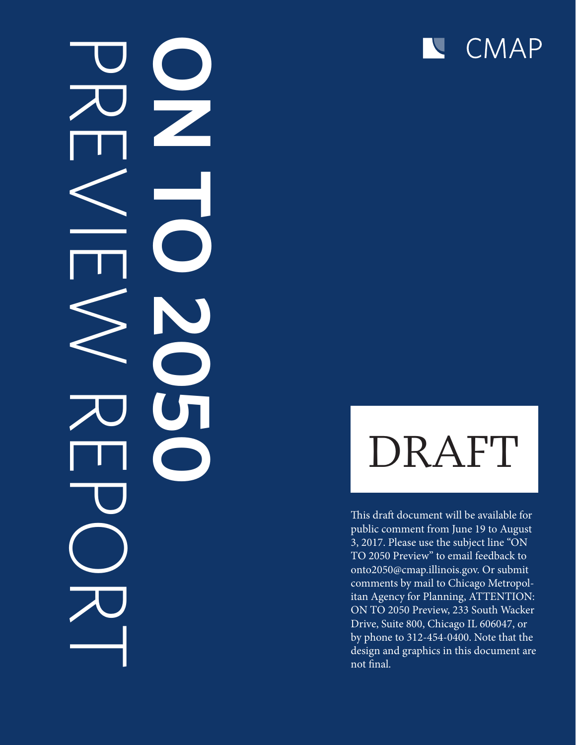# ON TO 2050

## PREVIEW REPORT

CMAP

DRAFT

This draft document will be available for public comment from June 19 to August 3, 2017. Please use the subject line "ON TO 2050 Preview" to email feedback to onto2050@cmap.illinois.gov. Or submit comments by mail to Chicago Metropolitan Agency for Planning, ATTENTION: ON TO 2050 Preview, 233 South Wacker Drive, Suite 800, Chicago IL 606047, or by phone to 312-454-0400. Note that the design and graphics in this document are not final.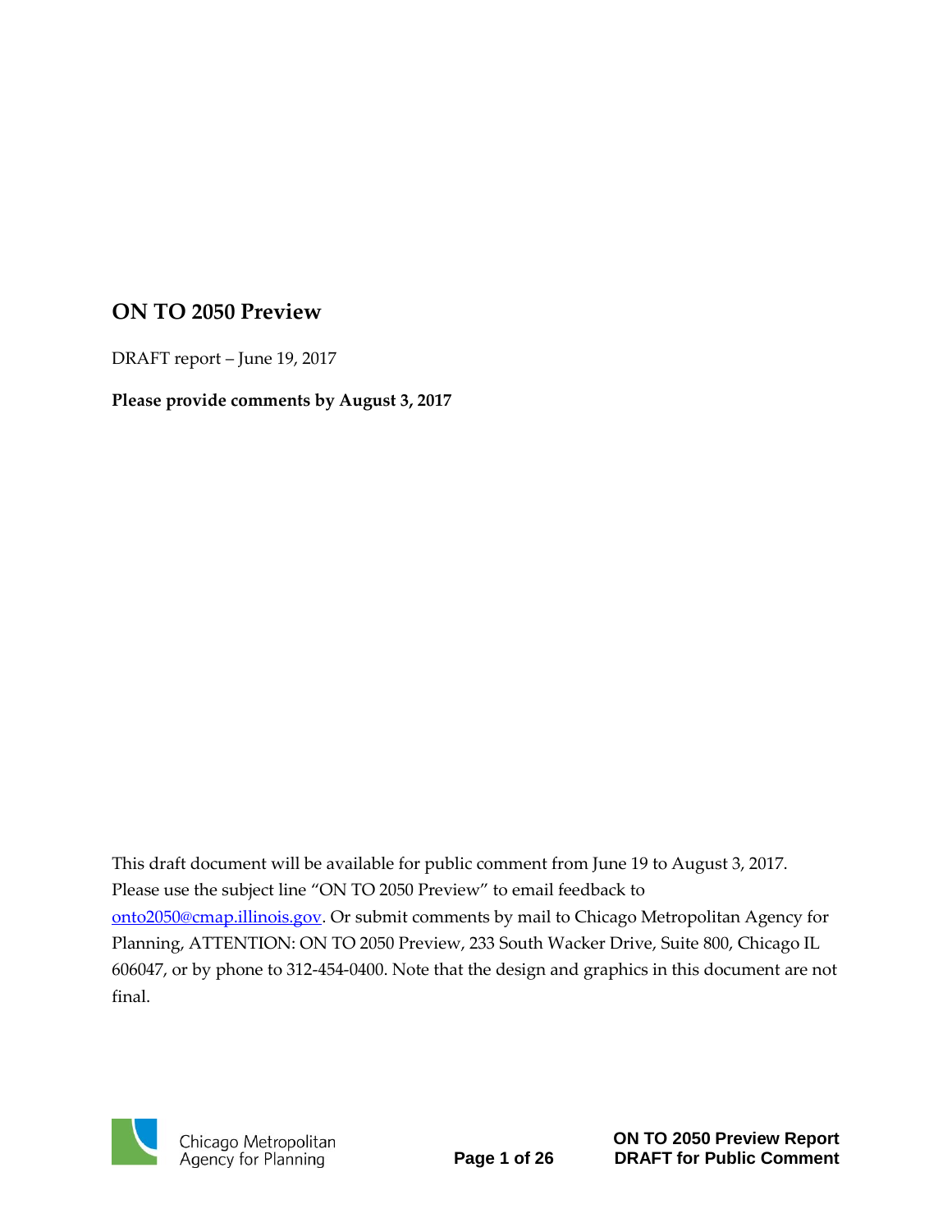## ON TO 2050 Preview

DRAFT report – June 19, 2017

**Please provide comments by August 3, 2017**

This draft document will be available for public comment from June 19 to August 3, 2017. Please use the subject line "ON TO 2050 Preview" to email feedback to [onto2050@cmap.illinois.gov](mailto:onto2050@cmap.illinois.gov). Or submit comments by mail to Chicago Metropolitan Agency for Planning, ATTENTION: ON TO 2050 Preview, 233 South Wacker Drive, Suite 800, Chicago IL 606047, or by phone to 312-454-0400. Note that the design and graphics in this document are not final.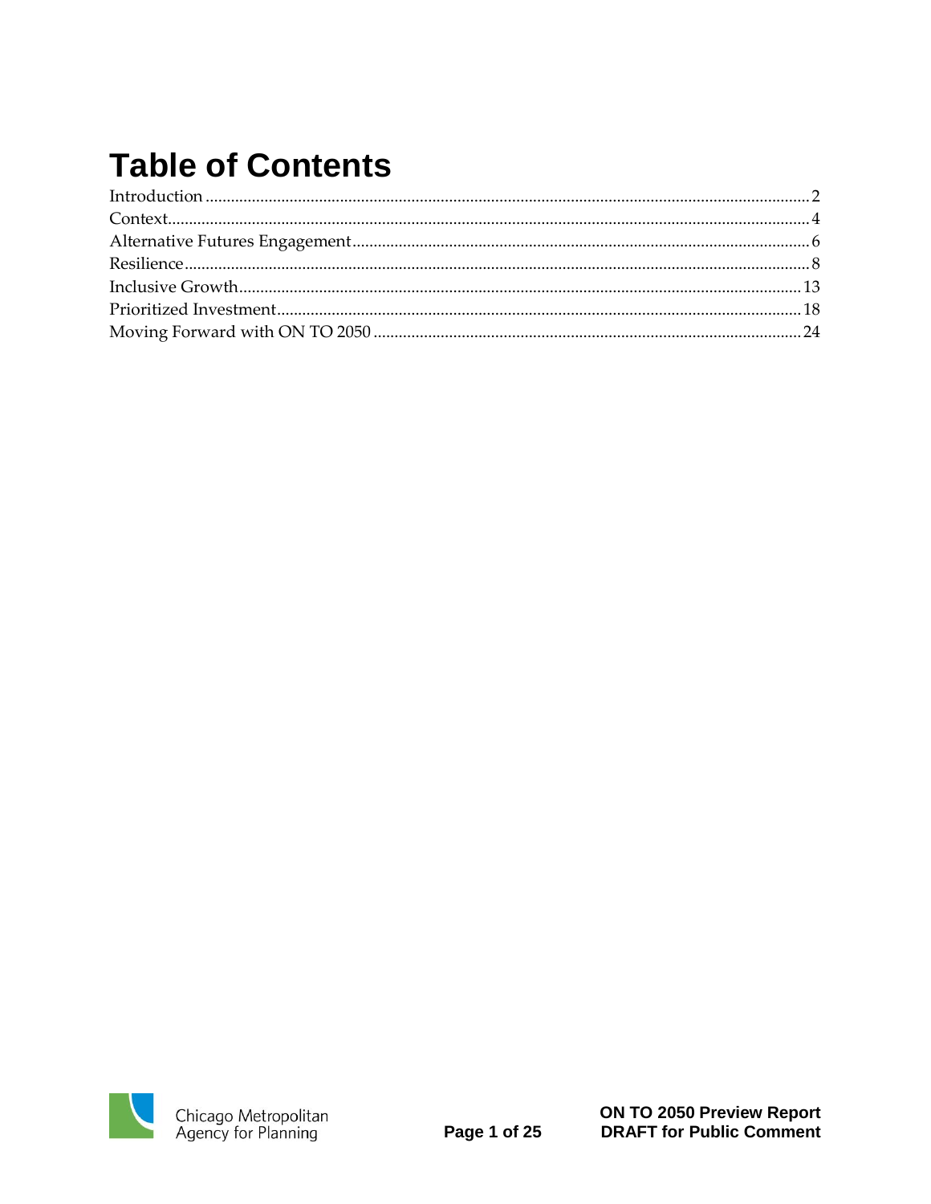# Table of Contents

Introduction .......... 2
Context .......... 4
Alternative Futures Engagement .......... 6
Resilience .......... 8
Inclusive Growth .......... 13
Prioritized Investment .......... 18
Moving Forward with ON TO 2050 .......... 24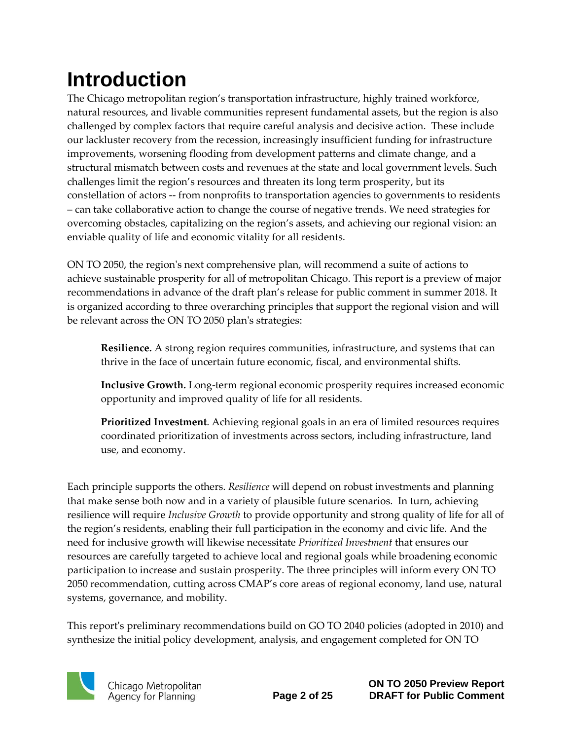# Introduction

The Chicago metropolitan region's transportation infrastructure, highly trained workforce, natural resources, and livable communities represent fundamental assets, but the region is also challenged by complex factors that require careful analysis and decisive action. These include our lackluster recovery from the recession, increasingly insufficient funding for infrastructure improvements, worsening flooding from development patterns and climate change, and a structural mismatch between costs and revenues at the state and local government levels. Such challenges limit the region's resources and threaten its long term prosperity, but its constellation of actors -- from nonprofits to transportation agencies to governments to residents – can take collaborative action to change the course of negative trends. We need strategies for overcoming obstacles, capitalizing on the region's assets, and achieving our regional vision: an enviable quality of life and economic vitality for all residents.

ON TO 2050, the region's next comprehensive plan, will recommend a suite of actions to achieve sustainable prosperity for all of metropolitan Chicago. This report is a preview of major recommendations in advance of the draft plan's release for public comment in summer 2018. It is organized according to three overarching principles that support the regional vision and will be relevant across the ON TO 2050 plan's strategies:

> **Resilience.** A strong region requires communities, infrastructure, and systems that can thrive in the face of uncertain future economic, fiscal, and environmental shifts.
>
> **Inclusive Growth.** Long-term regional economic prosperity requires increased economic opportunity and improved quality of life for all residents.
>
> **Prioritized Investment**. Achieving regional goals in an era of limited resources requires coordinated prioritization of investments across sectors, including infrastructure, land use, and economy.

Each principle supports the others. *Resilience* will depend on robust investments and planning that make sense both now and in a variety of plausible future scenarios. In turn, achieving resilience will require *Inclusive Growth* to provide opportunity and strong quality of life for all of the region's residents, enabling their full participation in the economy and civic life. And the need for inclusive growth will likewise necessitate *Prioritized Investment* that ensures our resources are carefully targeted to achieve local and regional goals while broadening economic participation to increase and sustain prosperity. The three principles will inform every ON TO 2050 recommendation, cutting across CMAP's core areas of regional economy, land use, natural systems, governance, and mobility.

This report's preliminary recommendations build on GO TO 2040 policies (adopted in 2010) and synthesize the initial policy development, analysis, and engagement completed for ON TO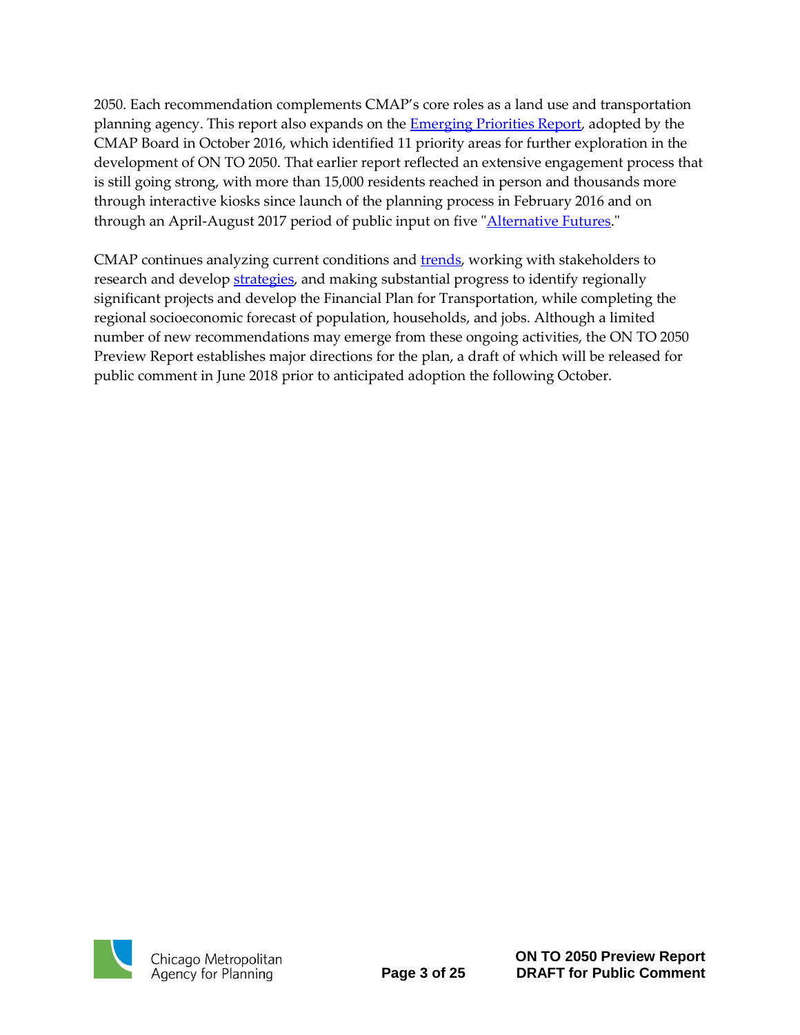2050. Each recommendation complements CMAP's core roles as a land use and transportation planning agency. This report also expands on the Emerging Priorities Report, adopted by the CMAP Board in October 2016, which identified 11 priority areas for further exploration in the development of ON TO 2050. That earlier report reflected an extensive engagement process that is still going strong, with more than 15,000 residents reached in person and thousands more through interactive kiosks since launch of the planning process in February 2016 and on through an April-August 2017 period of public input on five "Alternative Futures."

CMAP continues analyzing current conditions and trends, working with stakeholders to research and develop strategies, and making substantial progress to identify regionally significant projects and develop the Financial Plan for Transportation, while completing the regional socioeconomic forecast of population, households, and jobs. Although a limited number of new recommendations may emerge from these ongoing activities, the ON TO 2050 Preview Report establishes major directions for the plan, a draft of which will be released for public comment in June 2018 prior to anticipated adoption the following October.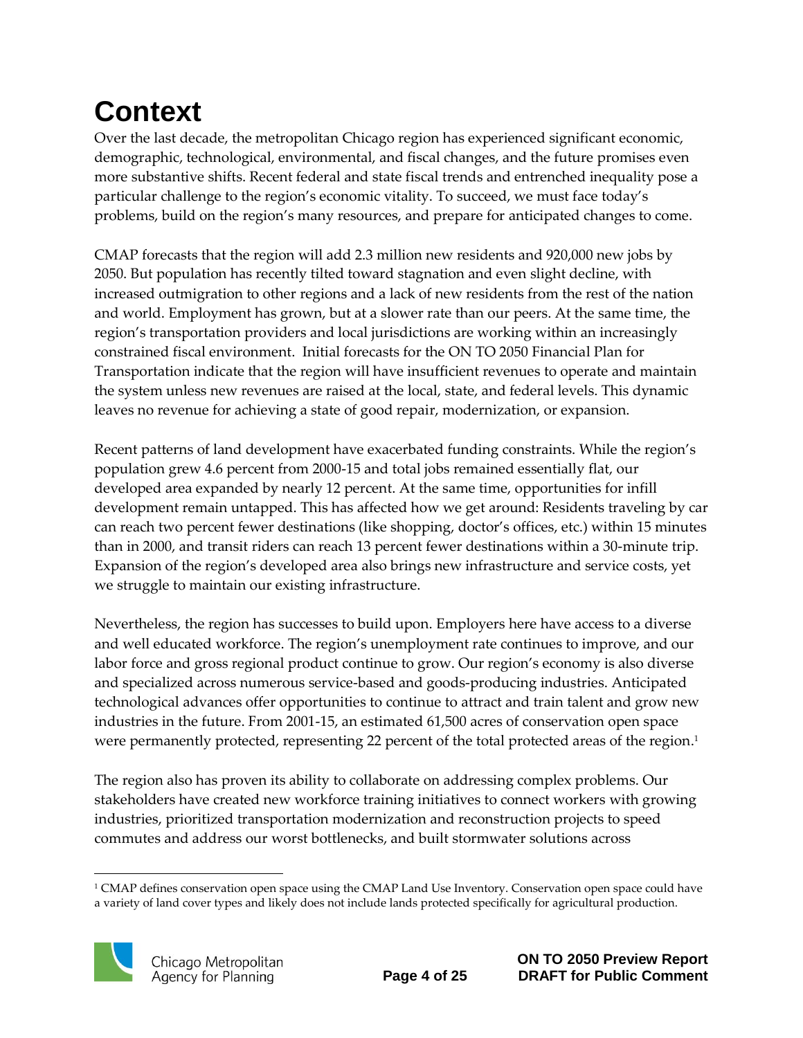# Context

Over the last decade, the metropolitan Chicago region has experienced significant economic, demographic, technological, environmental, and fiscal changes, and the future promises even more substantive shifts. Recent federal and state fiscal trends and entrenched inequality pose a particular challenge to the region's economic vitality. To succeed, we must face today's problems, build on the region's many resources, and prepare for anticipated changes to come.

CMAP forecasts that the region will add 2.3 million new residents and 920,000 new jobs by 2050. But population has recently tilted toward stagnation and even slight decline, with increased outmigration to other regions and a lack of new residents from the rest of the nation and world. Employment has grown, but at a slower rate than our peers. At the same time, the region's transportation providers and local jurisdictions are working within an increasingly constrained fiscal environment. Initial forecasts for the ON TO 2050 Financial Plan for Transportation indicate that the region will have insufficient revenues to operate and maintain the system unless new revenues are raised at the local, state, and federal levels. This dynamic leaves no revenue for achieving a state of good repair, modernization, or expansion.

Recent patterns of land development have exacerbated funding constraints. While the region's population grew 4.6 percent from 2000-15 and total jobs remained essentially flat, our developed area expanded by nearly 12 percent. At the same time, opportunities for infill development remain untapped. This has affected how we get around: Residents traveling by car can reach two percent fewer destinations (like shopping, doctor's offices, etc.) within 15 minutes than in 2000, and transit riders can reach 13 percent fewer destinations within a 30-minute trip. Expansion of the region's developed area also brings new infrastructure and service costs, yet we struggle to maintain our existing infrastructure.

Nevertheless, the region has successes to build upon. Employers here have access to a diverse and well educated workforce. The region's unemployment rate continues to improve, and our labor force and gross regional product continue to grow. Our region's economy is also diverse and specialized across numerous service-based and goods-producing industries. Anticipated technological advances offer opportunities to continue to attract and train talent and grow new industries in the future. From 2001-15, an estimated 61,500 acres of conservation open space were permanently protected, representing 22 percent of the total protected areas of the region.[1]

The region also has proven its ability to collaborate on addressing complex problems. Our stakeholders have created new workforce training initiatives to connect workers with growing industries, prioritized transportation modernization and reconstruction projects to speed commutes and address our worst bottlenecks, and built stormwater solutions across

[1] CMAP defines conservation open space using the CMAP Land Use Inventory. Conservation open space could have a variety of land cover types and likely does not include lands protected specifically for agricultural production.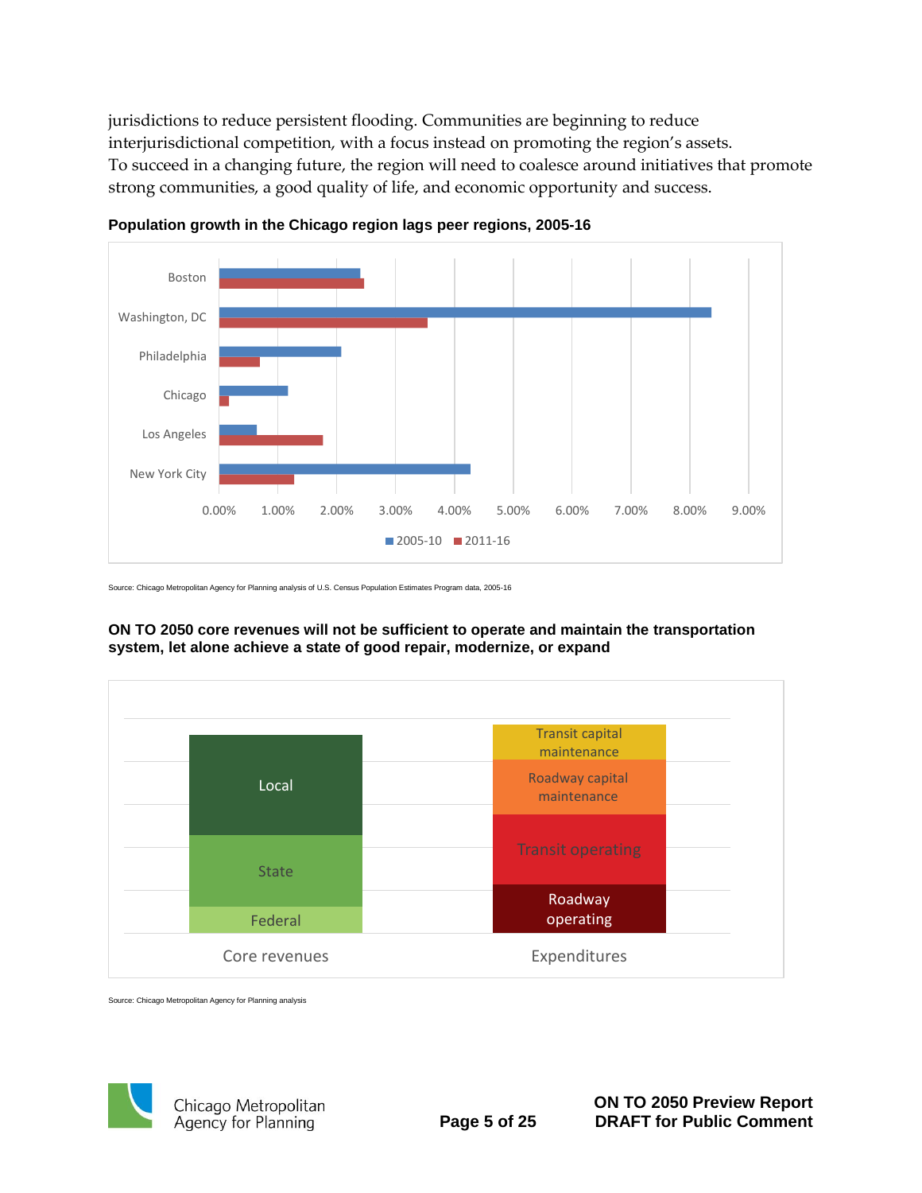jurisdictions to reduce persistent flooding. Communities are beginning to reduce interjurisdictional competition, with a focus instead on promoting the region's assets. To succeed in a changing future, the region will need to coalesce around initiatives that promote strong communities, a good quality of life, and economic opportunity and success.

**Population growth in the Chicago region lags peer regions, 2005-16**

Boston
Washington, DC
Philadelphia
Chicago
Los Angeles
New York City

0.00% 1.00% 2.00% 3.00% 4.00% 5.00% 6.00% 7.00% 8.00% 9.00%

2005-10 2011-16

Source: Chicago Metropolitan Agency for Planning analysis of U.S. Census Population Estimates Program data, 2005-16

**ON TO 2050 core revenues will not be sufficient to operate and maintain the transportation system, let alone achieve a state of good repair, modernize, or expand**

Local
State
Federal
Core revenues

Transit capital maintenance
Roadway capital maintenance
Transit operating
Roadway operating
Expenditures

Source: Chicago Metropolitan Agency for Planning analysis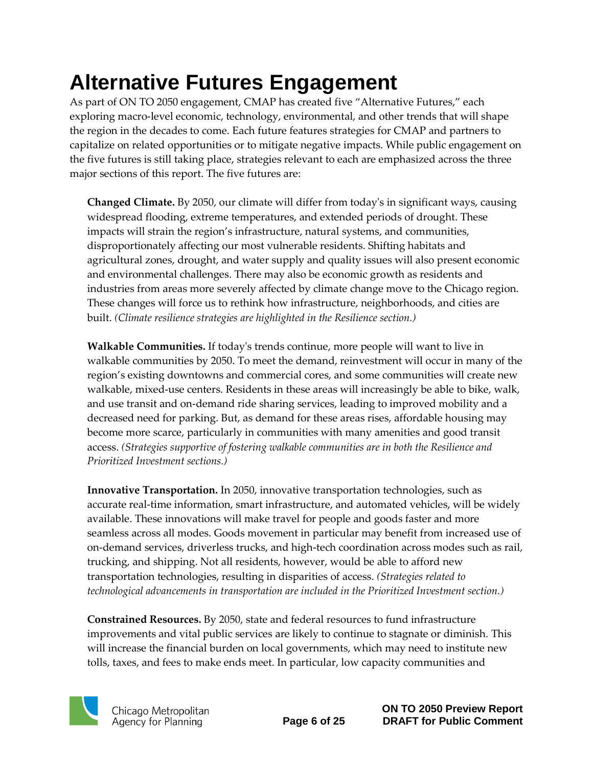# Alternative Futures Engagement

As part of ON TO 2050 engagement, CMAP has created five "Alternative Futures," each exploring macro-level economic, technology, environmental, and other trends that will shape the region in the decades to come. Each future features strategies for CMAP and partners to capitalize on related opportunities or to mitigate negative impacts. While public engagement on the five futures is still taking place, strategies relevant to each are emphasized across the three major sections of this report. The five futures are:

**Changed Climate.** By 2050, our climate will differ from today's in significant ways, causing widespread flooding, extreme temperatures, and extended periods of drought. These impacts will strain the region's infrastructure, natural systems, and communities, disproportionately affecting our most vulnerable residents. Shifting habitats and agricultural zones, drought, and water supply and quality issues will also present economic and environmental challenges. There may also be economic growth as residents and industries from areas more severely affected by climate change move to the Chicago region. These changes will force us to rethink how infrastructure, neighborhoods, and cities are built. *(Climate resilience strategies are highlighted in the Resilience section.)*

**Walkable Communities.** If today's trends continue, more people will want to live in walkable communities by 2050. To meet the demand, reinvestment will occur in many of the region's existing downtowns and commercial cores, and some communities will create new walkable, mixed-use centers. Residents in these areas will increasingly be able to bike, walk, and use transit and on-demand ride sharing services, leading to improved mobility and a decreased need for parking. But, as demand for these areas rises, affordable housing may become more scarce, particularly in communities with many amenities and good transit access. *(Strategies supportive of fostering walkable communities are in both the Resilience and Prioritized Investment sections.)*

**Innovative Transportation.** In 2050, innovative transportation technologies, such as accurate real-time information, smart infrastructure, and automated vehicles, will be widely available. These innovations will make travel for people and goods faster and more seamless across all modes. Goods movement in particular may benefit from increased use of on-demand services, driverless trucks, and high-tech coordination across modes such as rail, trucking, and shipping. Not all residents, however, would be able to afford new transportation technologies, resulting in disparities of access. *(Strategies related to technological advancements in transportation are included in the Prioritized Investment section.)*

**Constrained Resources.** By 2050, state and federal resources to fund infrastructure improvements and vital public services are likely to continue to stagnate or diminish. This will increase the financial burden on local governments, which may need to institute new tolls, taxes, and fees to make ends meet. In particular, low capacity communities and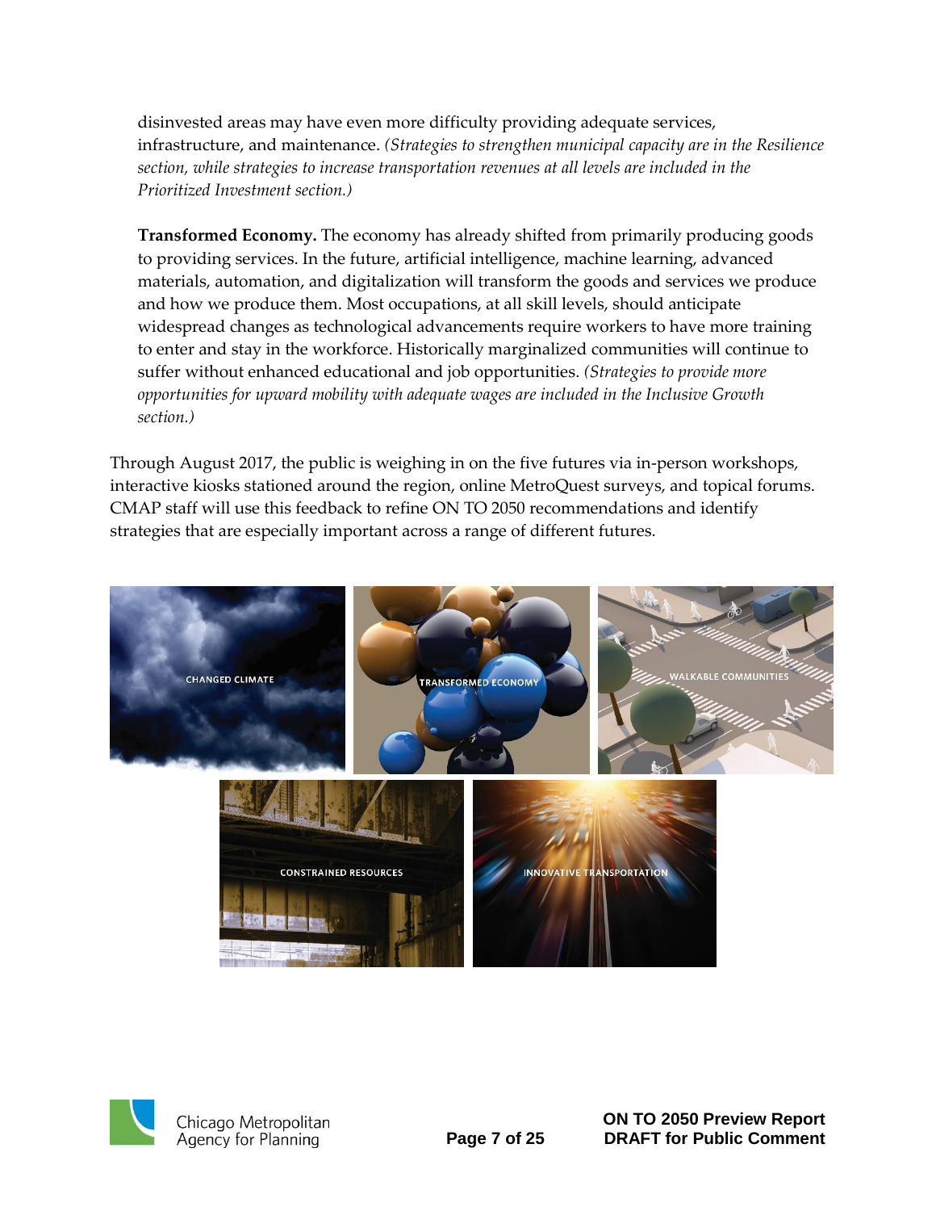disinvested areas may have even more difficulty providing adequate services, infrastructure, and maintenance. *(Strategies to strengthen municipal capacity are in the Resilience section, while strategies to increase transportation revenues at all levels are included in the Prioritized Investment section.)*

**Transformed Economy.** The economy has already shifted from primarily producing goods to providing services. In the future, artificial intelligence, machine learning, advanced materials, automation, and digitalization will transform the goods and services we produce and how we produce them. Most occupations, at all skill levels, should anticipate widespread changes as technological advancements require workers to have more training to enter and stay in the workforce. Historically marginalized communities will continue to suffer without enhanced educational and job opportunities. *(Strategies to provide more opportunities for upward mobility with adequate wages are included in the Inclusive Growth section.)*

Through August 2017, the public is weighing in on the five futures via in-person workshops, interactive kiosks stationed around the region, online MetroQuest surveys, and topical forums. CMAP staff will use this feedback to refine ON TO 2050 recommendations and identify strategies that are especially important across a range of different futures.

CHANGED CLIMATE

TRANSFORMED ECONOMY

WALKABLE COMMUNITIES

CONSTRAINED RESOURCES

INNOVATIVE TRANSPORTATION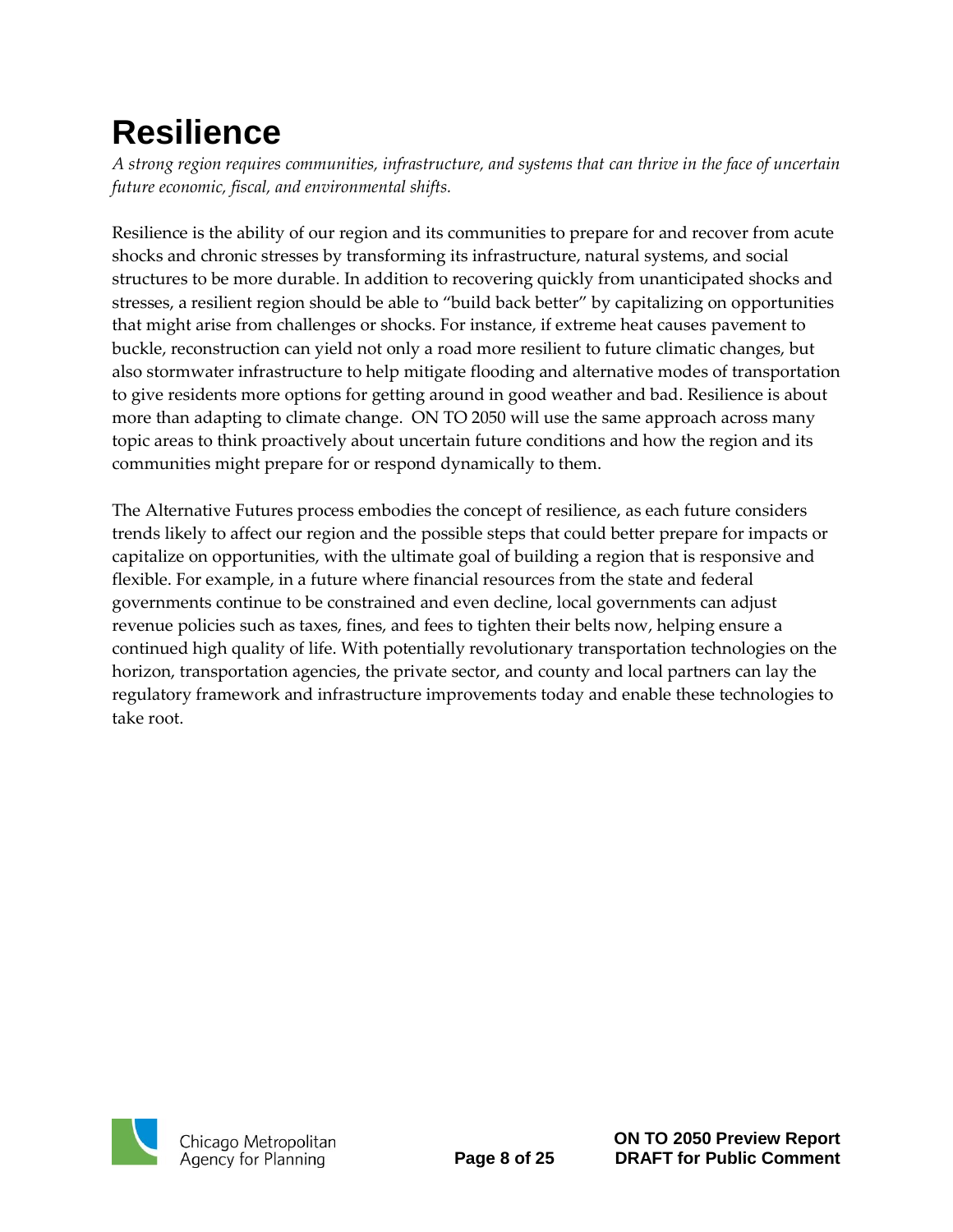# Resilience

*A strong region requires communities, infrastructure, and systems that can thrive in the face of uncertain future economic, fiscal, and environmental shifts.*

Resilience is the ability of our region and its communities to prepare for and recover from acute shocks and chronic stresses by transforming its infrastructure, natural systems, and social structures to be more durable. In addition to recovering quickly from unanticipated shocks and stresses, a resilient region should be able to "build back better" by capitalizing on opportunities that might arise from challenges or shocks. For instance, if extreme heat causes pavement to buckle, reconstruction can yield not only a road more resilient to future climatic changes, but also stormwater infrastructure to help mitigate flooding and alternative modes of transportation to give residents more options for getting around in good weather and bad. Resilience is about more than adapting to climate change. ON TO 2050 will use the same approach across many topic areas to think proactively about uncertain future conditions and how the region and its communities might prepare for or respond dynamically to them.

The Alternative Futures process embodies the concept of resilience, as each future considers trends likely to affect our region and the possible steps that could better prepare for impacts or capitalize on opportunities, with the ultimate goal of building a region that is responsive and flexible. For example, in a future where financial resources from the state and federal governments continue to be constrained and even decline, local governments can adjust revenue policies such as taxes, fines, and fees to tighten their belts now, helping ensure a continued high quality of life. With potentially revolutionary transportation technologies on the horizon, transportation agencies, the private sector, and county and local partners can lay the regulatory framework and infrastructure improvements today and enable these technologies to take root.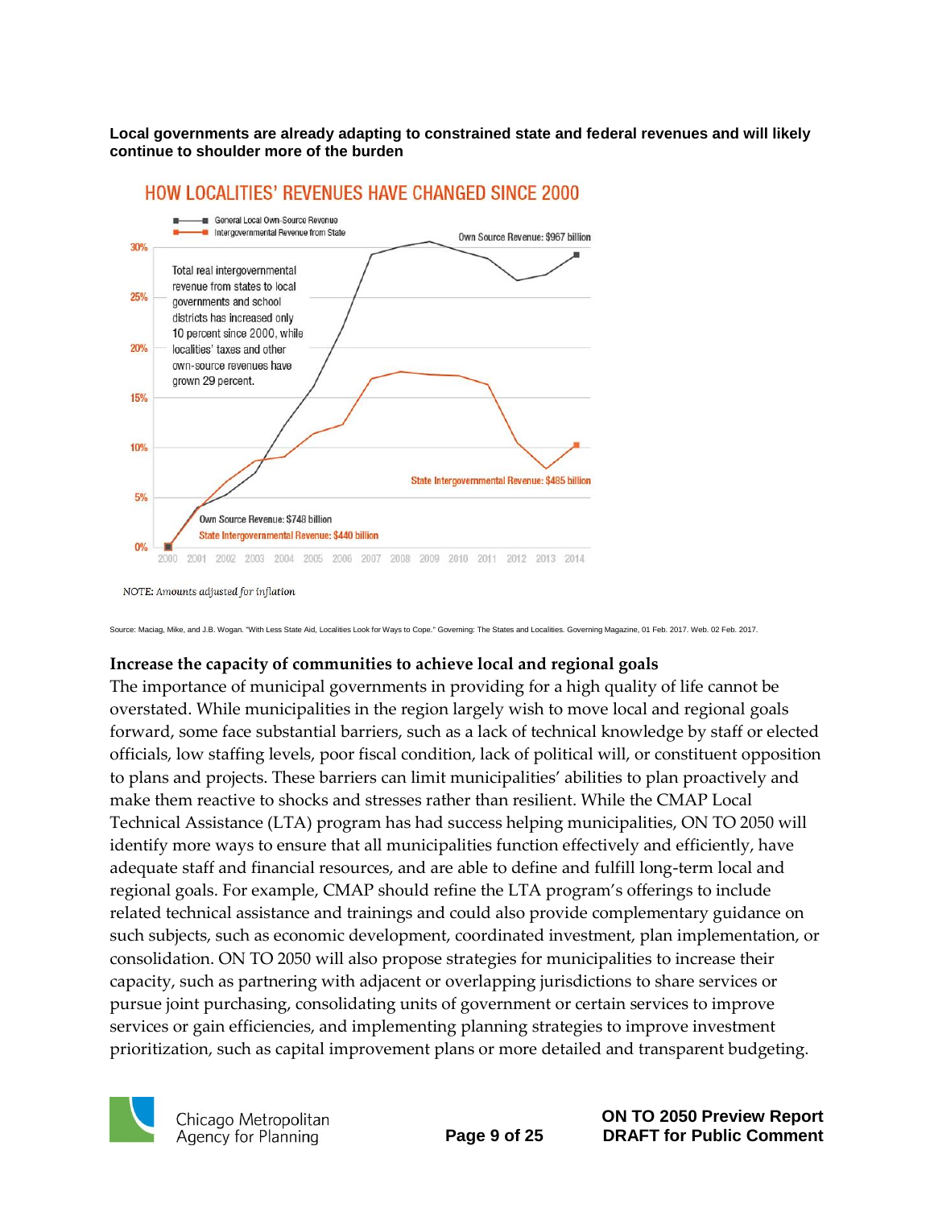**Local governments are already adapting to constrained state and federal revenues and will likely continue to shoulder more of the burden**

HOW LOCALITIES' REVENUES HAVE CHANGED SINCE 2000

General Local Own-Source Revenue
Intergovernmental Revenue from State

Own Source Revenue: $967 billion

Total real intergovernmental revenue from states to local governments and school districts has increased only 10 percent since 2000, while localities' taxes and other own-source revenues have grown 29 percent.

State Intergovernmental Revenue: $485 billion

Own Source Revenue: $748 billion
State Intergovernmental Revenue: $440 billion

30%
25%
20%
15%
10%
5%
0%

2000 2001 2002 2003 2004 2005 2006 2007 2008 2009 2010 2011 2012 2013 2014

NOTE: *Amounts adjusted for inflation*

Source: Maciag, Mike, and J.B. Wogan. "With Less State Aid, Localities Look for Ways to Cope." Governing: The States and Localities. Governing Magazine, 01 Feb. 2017. Web. 02 Feb. 2017.

**Increase the capacity of communities to achieve local and regional goals**

The importance of municipal governments in providing for a high quality of life cannot be overstated. While municipalities in the region largely wish to move local and regional goals forward, some face substantial barriers, such as a lack of technical knowledge by staff or elected officials, low staffing levels, poor fiscal condition, lack of political will, or constituent opposition to plans and projects. These barriers can limit municipalities' abilities to plan proactively and make them reactive to shocks and stresses rather than resilient. While the CMAP Local Technical Assistance (LTA) program has had success helping municipalities, ON TO 2050 will identify more ways to ensure that all municipalities function effectively and efficiently, have adequate staff and financial resources, and are able to define and fulfill long-term local and regional goals. For example, CMAP should refine the LTA program's offerings to include related technical assistance and trainings and could also provide complementary guidance on such subjects, such as economic development, coordinated investment, plan implementation, or consolidation. ON TO 2050 will also propose strategies for municipalities to increase their capacity, such as partnering with adjacent or overlapping jurisdictions to share services or pursue joint purchasing, consolidating units of government or certain services to improve services or gain efficiencies, and implementing planning strategies to improve investment prioritization, such as capital improvement plans or more detailed and transparent budgeting.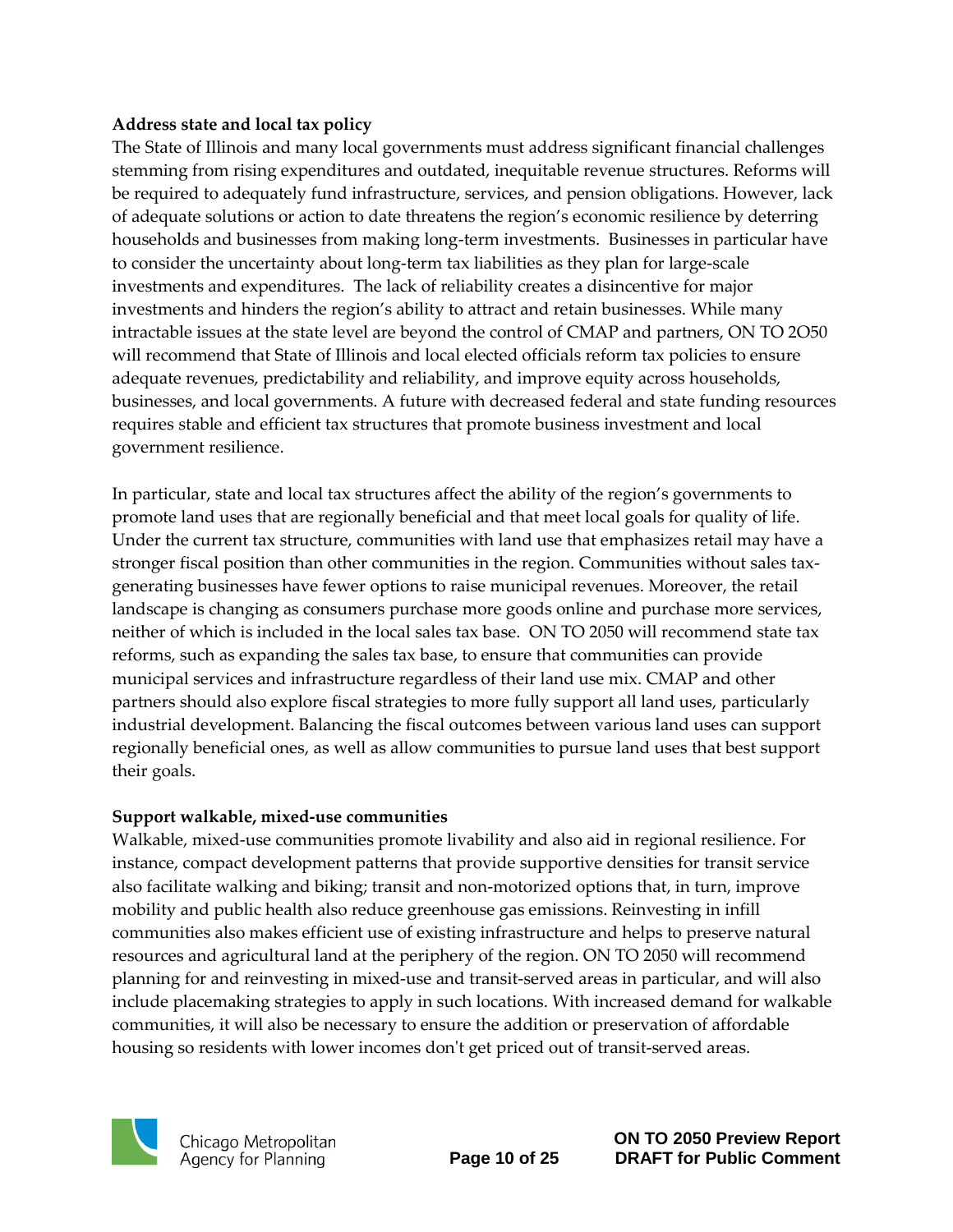**Address state and local tax policy**

The State of Illinois and many local governments must address significant financial challenges stemming from rising expenditures and outdated, inequitable revenue structures. Reforms will be required to adequately fund infrastructure, services, and pension obligations. However, lack of adequate solutions or action to date threatens the region's economic resilience by deterring households and businesses from making long-term investments. Businesses in particular have to consider the uncertainty about long-term tax liabilities as they plan for large-scale investments and expenditures. The lack of reliability creates a disincentive for major investments and hinders the region's ability to attract and retain businesses. While many intractable issues at the state level are beyond the control of CMAP and partners, ON TO 2O50 will recommend that State of Illinois and local elected officials reform tax policies to ensure adequate revenues, predictability and reliability, and improve equity across households, businesses, and local governments. A future with decreased federal and state funding resources requires stable and efficient tax structures that promote business investment and local government resilience.

In particular, state and local tax structures affect the ability of the region's governments to promote land uses that are regionally beneficial and that meet local goals for quality of life. Under the current tax structure, communities with land use that emphasizes retail may have a stronger fiscal position than other communities in the region. Communities without sales tax-generating businesses have fewer options to raise municipal revenues. Moreover, the retail landscape is changing as consumers purchase more goods online and purchase more services, neither of which is included in the local sales tax base. ON TO 2050 will recommend state tax reforms, such as expanding the sales tax base, to ensure that communities can provide municipal services and infrastructure regardless of their land use mix. CMAP and other partners should also explore fiscal strategies to more fully support all land uses, particularly industrial development. Balancing the fiscal outcomes between various land uses can support regionally beneficial ones, as well as allow communities to pursue land uses that best support their goals.

**Support walkable, mixed-use communities**

Walkable, mixed-use communities promote livability and also aid in regional resilience. For instance, compact development patterns that provide supportive densities for transit service also facilitate walking and biking; transit and non-motorized options that, in turn, improve mobility and public health also reduce greenhouse gas emissions. Reinvesting in infill communities also makes efficient use of existing infrastructure and helps to preserve natural resources and agricultural land at the periphery of the region. ON TO 2050 will recommend planning for and reinvesting in mixed-use and transit-served areas in particular, and will also include placemaking strategies to apply in such locations. With increased demand for walkable communities, it will also be necessary to ensure the addition or preservation of affordable housing so residents with lower incomes don't get priced out of transit-served areas.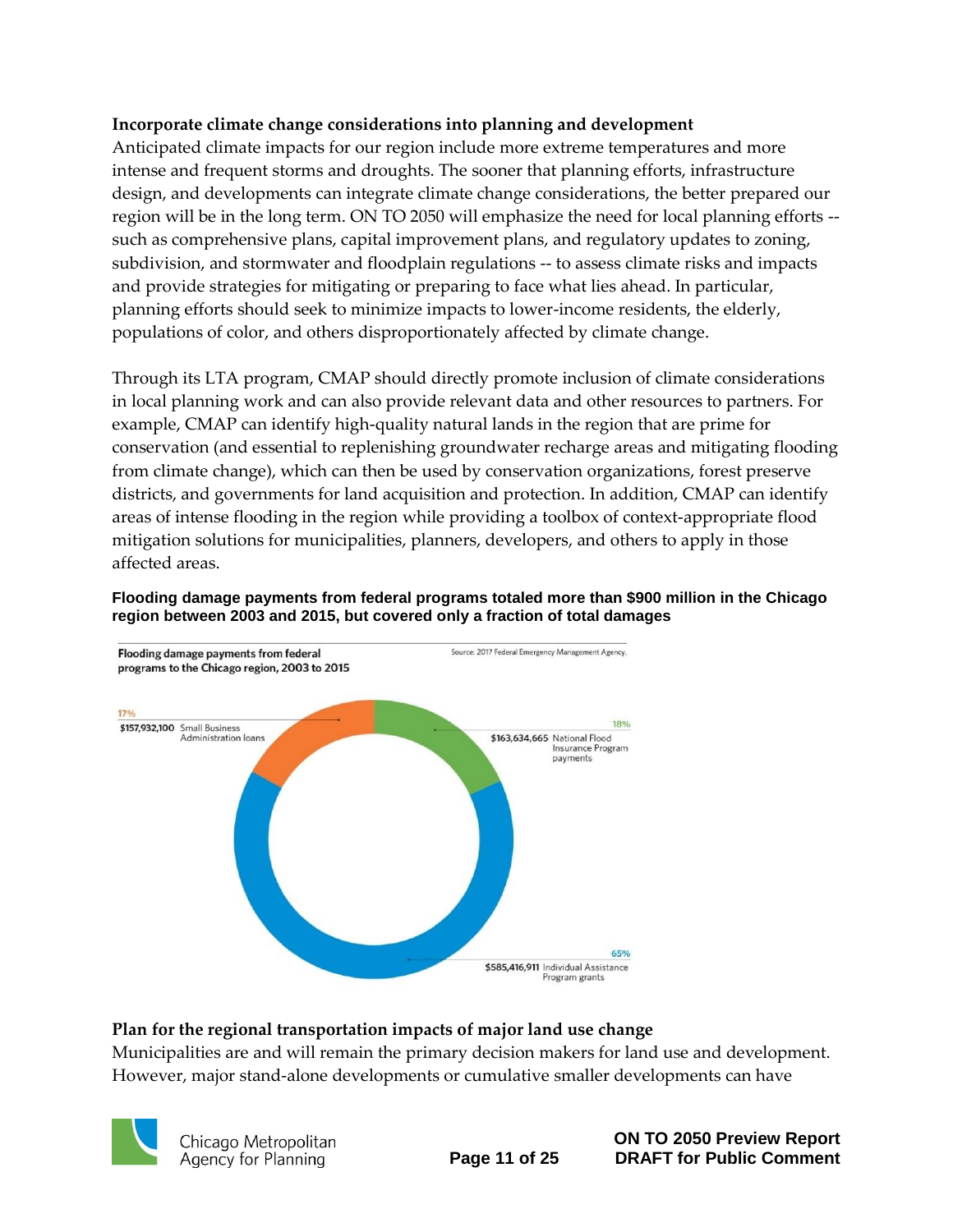### Incorporate climate change considerations into planning and development

Anticipated climate impacts for our region include more extreme temperatures and more intense and frequent storms and droughts. The sooner that planning efforts, infrastructure design, and developments can integrate climate change considerations, the better prepared our region will be in the long term. ON TO 2050 will emphasize the need for local planning efforts -- such as comprehensive plans, capital improvement plans, and regulatory updates to zoning, subdivision, and stormwater and floodplain regulations -- to assess climate risks and impacts and provide strategies for mitigating or preparing to face what lies ahead. In particular, planning efforts should seek to minimize impacts to lower-income residents, the elderly, populations of color, and others disproportionately affected by climate change.

Through its LTA program, CMAP should directly promote inclusion of climate considerations in local planning work and can also provide relevant data and other resources to partners. For example, CMAP can identify high-quality natural lands in the region that are prime for conservation (and essential to replenishing groundwater recharge areas and mitigating flooding from climate change), which can then be used by conservation organizations, forest preserve districts, and governments for land acquisition and protection. In addition, CMAP can identify areas of intense flooding in the region while providing a toolbox of context-appropriate flood mitigation solutions for municipalities, planners, developers, and others to apply in those affected areas.

**Flooding damage payments from federal programs totaled more than $900 million in the Chicago region between 2003 and 2015, but covered only a fraction of total damages**

Flooding damage payments from federal programs to the Chicago region, 2003 to 2015

Source: 2017 Federal Emergency Management Agency.

17% $157,932,100 Small Business Administration loans

18% $163,634,665 National Flood Insurance Program payments

65% $585,416,911 Individual Assistance Program grants

### Plan for the regional transportation impacts of major land use change

Municipalities are and will remain the primary decision makers for land use and development. However, major stand-alone developments or cumulative smaller developments can have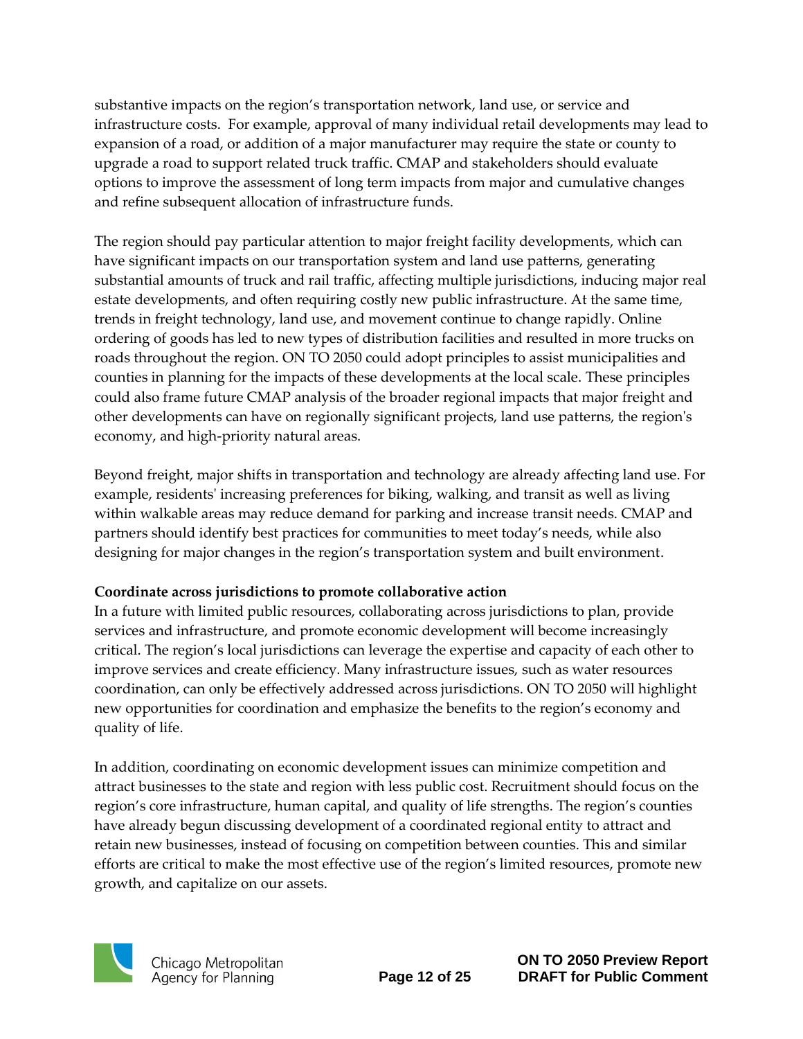substantive impacts on the region's transportation network, land use, or service and infrastructure costs. For example, approval of many individual retail developments may lead to expansion of a road, or addition of a major manufacturer may require the state or county to upgrade a road to support related truck traffic. CMAP and stakeholders should evaluate options to improve the assessment of long term impacts from major and cumulative changes and refine subsequent allocation of infrastructure funds.

The region should pay particular attention to major freight facility developments, which can have significant impacts on our transportation system and land use patterns, generating substantial amounts of truck and rail traffic, affecting multiple jurisdictions, inducing major real estate developments, and often requiring costly new public infrastructure. At the same time, trends in freight technology, land use, and movement continue to change rapidly. Online ordering of goods has led to new types of distribution facilities and resulted in more trucks on roads throughout the region. ON TO 2050 could adopt principles to assist municipalities and counties in planning for the impacts of these developments at the local scale. These principles could also frame future CMAP analysis of the broader regional impacts that major freight and other developments can have on regionally significant projects, land use patterns, the region's economy, and high-priority natural areas.

Beyond freight, major shifts in transportation and technology are already affecting land use. For example, residents' increasing preferences for biking, walking, and transit as well as living within walkable areas may reduce demand for parking and increase transit needs. CMAP and partners should identify best practices for communities to meet today's needs, while also designing for major changes in the region's transportation system and built environment.

**Coordinate across jurisdictions to promote collaborative action**

In a future with limited public resources, collaborating across jurisdictions to plan, provide services and infrastructure, and promote economic development will become increasingly critical. The region's local jurisdictions can leverage the expertise and capacity of each other to improve services and create efficiency. Many infrastructure issues, such as water resources coordination, can only be effectively addressed across jurisdictions. ON TO 2050 will highlight new opportunities for coordination and emphasize the benefits to the region's economy and quality of life.

In addition, coordinating on economic development issues can minimize competition and attract businesses to the state and region with less public cost. Recruitment should focus on the region's core infrastructure, human capital, and quality of life strengths. The region's counties have already begun discussing development of a coordinated regional entity to attract and retain new businesses, instead of focusing on competition between counties. This and similar efforts are critical to make the most effective use of the region's limited resources, promote new growth, and capitalize on our assets.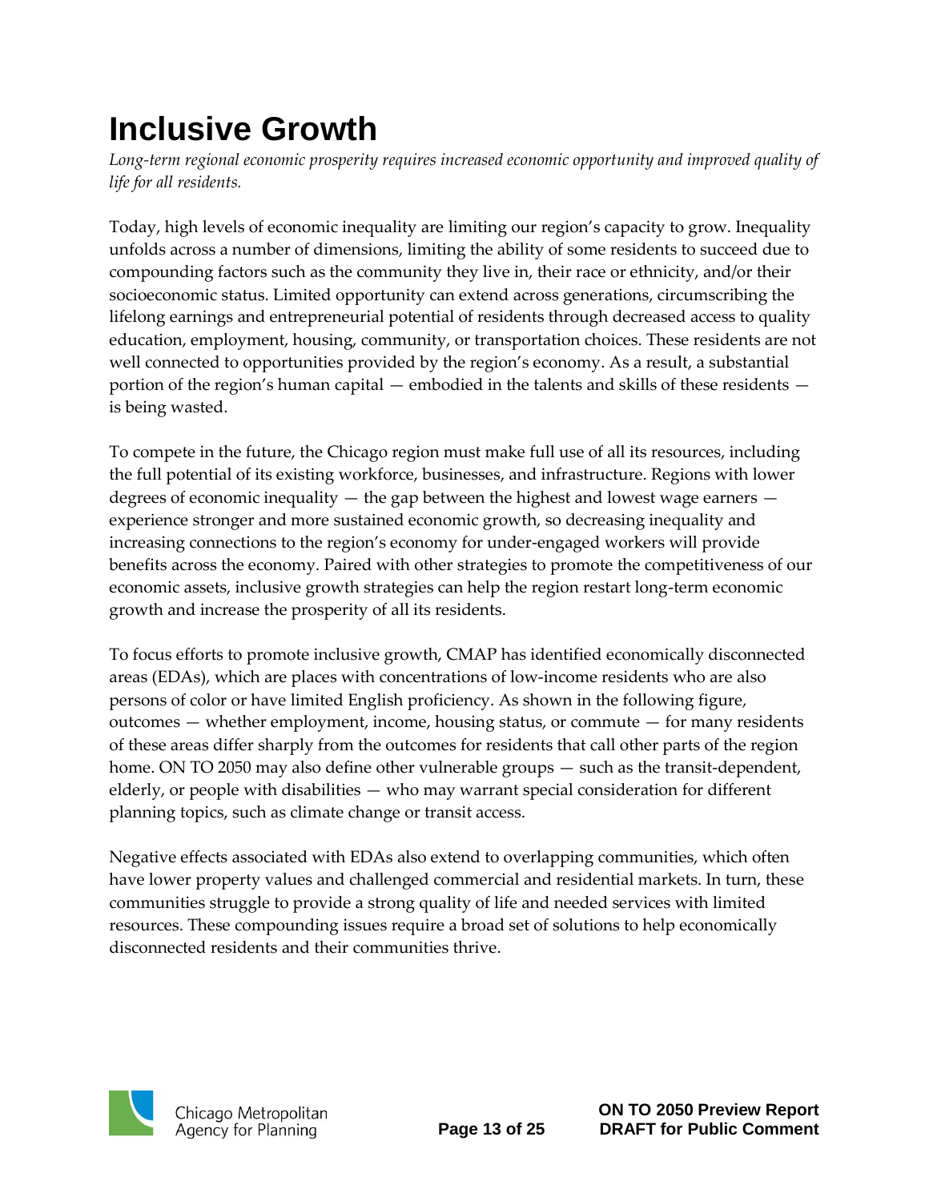# Inclusive Growth

*Long-term regional economic prosperity requires increased economic opportunity and improved quality of life for all residents.*

Today, high levels of economic inequality are limiting our region's capacity to grow. Inequality unfolds across a number of dimensions, limiting the ability of some residents to succeed due to compounding factors such as the community they live in, their race or ethnicity, and/or their socioeconomic status. Limited opportunity can extend across generations, circumscribing the lifelong earnings and entrepreneurial potential of residents through decreased access to quality education, employment, housing, community, or transportation choices. These residents are not well connected to opportunities provided by the region's economy. As a result, a substantial portion of the region's human capital — embodied in the talents and skills of these residents — is being wasted.

To compete in the future, the Chicago region must make full use of all its resources, including the full potential of its existing workforce, businesses, and infrastructure. Regions with lower degrees of economic inequality — the gap between the highest and lowest wage earners — experience stronger and more sustained economic growth, so decreasing inequality and increasing connections to the region's economy for under-engaged workers will provide benefits across the economy. Paired with other strategies to promote the competitiveness of our economic assets, inclusive growth strategies can help the region restart long-term economic growth and increase the prosperity of all its residents.

To focus efforts to promote inclusive growth, CMAP has identified economically disconnected areas (EDAs), which are places with concentrations of low-income residents who are also persons of color or have limited English proficiency. As shown in the following figure, outcomes — whether employment, income, housing status, or commute — for many residents of these areas differ sharply from the outcomes for residents that call other parts of the region home. ON TO 2050 may also define other vulnerable groups — such as the transit-dependent, elderly, or people with disabilities — who may warrant special consideration for different planning topics, such as climate change or transit access.

Negative effects associated with EDAs also extend to overlapping communities, which often have lower property values and challenged commercial and residential markets. In turn, these communities struggle to provide a strong quality of life and needed services with limited resources. These compounding issues require a broad set of solutions to help economically disconnected residents and their communities thrive.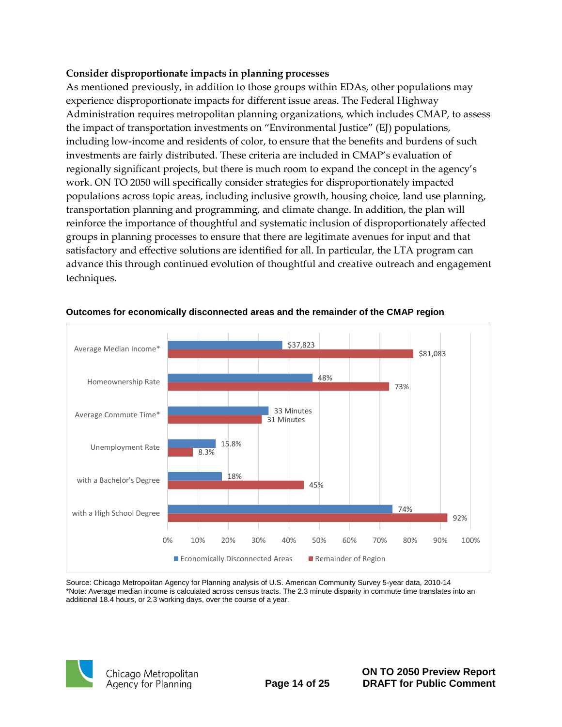**Consider disproportionate impacts in planning processes**

As mentioned previously, in addition to those groups within EDAs, other populations may experience disproportionate impacts for different issue areas. The Federal Highway Administration requires metropolitan planning organizations, which includes CMAP, to assess the impact of transportation investments on "Environmental Justice" (EJ) populations, including low-income and residents of color, to ensure that the benefits and burdens of such investments are fairly distributed. These criteria are included in CMAP's evaluation of regionally significant projects, but there is much room to expand the concept in the agency's work. ON TO 2050 will specifically consider strategies for disproportionately impacted populations across topic areas, including inclusive growth, housing choice, land use planning, transportation planning and programming, and climate change. In addition, the plan will reinforce the importance of thoughtful and systematic inclusion of disproportionately affected groups in planning processes to ensure that there are legitimate avenues for input and that satisfactory and effective solutions are identified for all. In particular, the LTA program can advance this through continued evolution of thoughtful and creative outreach and engagement techniques.

**Outcomes for economically disconnected areas and the remainder of the CMAP region**

Average Median Income*
$37,823
$81,083

Homeownership Rate
48%
73%

Average Commute Time*
33 Minutes
31 Minutes

Unemployment Rate
15.8%
8.3%

with a Bachelor's Degree
18%
45%

with a High School Degree
74%
92%

0% 10% 20% 30% 40% 50% 60% 70% 80% 90% 100%

Economically Disconnected Areas
Remainder of Region

Source: Chicago Metropolitan Agency for Planning analysis of U.S. American Community Survey 5-year data, 2010-14
*Note: Average median income is calculated across census tracts. The 2.3 minute disparity in commute time translates into an additional 18.4 hours, or 2.3 working days, over the course of a year.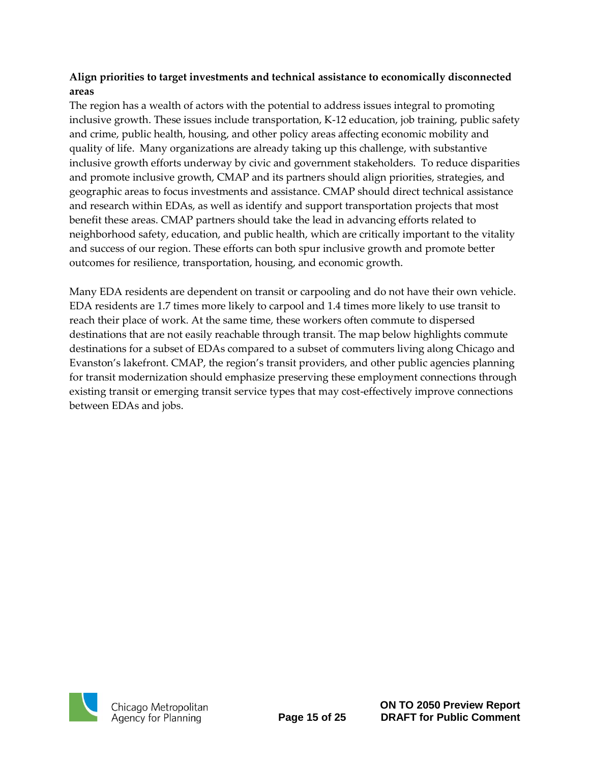**Align priorities to target investments and technical assistance to economically disconnected areas**

The region has a wealth of actors with the potential to address issues integral to promoting inclusive growth. These issues include transportation, K-12 education, job training, public safety and crime, public health, housing, and other policy areas affecting economic mobility and quality of life. Many organizations are already taking up this challenge, with substantive inclusive growth efforts underway by civic and government stakeholders. To reduce disparities and promote inclusive growth, CMAP and its partners should align priorities, strategies, and geographic areas to focus investments and assistance. CMAP should direct technical assistance and research within EDAs, as well as identify and support transportation projects that most benefit these areas. CMAP partners should take the lead in advancing efforts related to neighborhood safety, education, and public health, which are critically important to the vitality and success of our region. These efforts can both spur inclusive growth and promote better outcomes for resilience, transportation, housing, and economic growth.

Many EDA residents are dependent on transit or carpooling and do not have their own vehicle. EDA residents are 1.7 times more likely to carpool and 1.4 times more likely to use transit to reach their place of work. At the same time, these workers often commute to dispersed destinations that are not easily reachable through transit. The map below highlights commute destinations for a subset of EDAs compared to a subset of commuters living along Chicago and Evanston's lakefront. CMAP, the region's transit providers, and other public agencies planning for transit modernization should emphasize preserving these employment connections through existing transit or emerging transit service types that may cost-effectively improve connections between EDAs and jobs.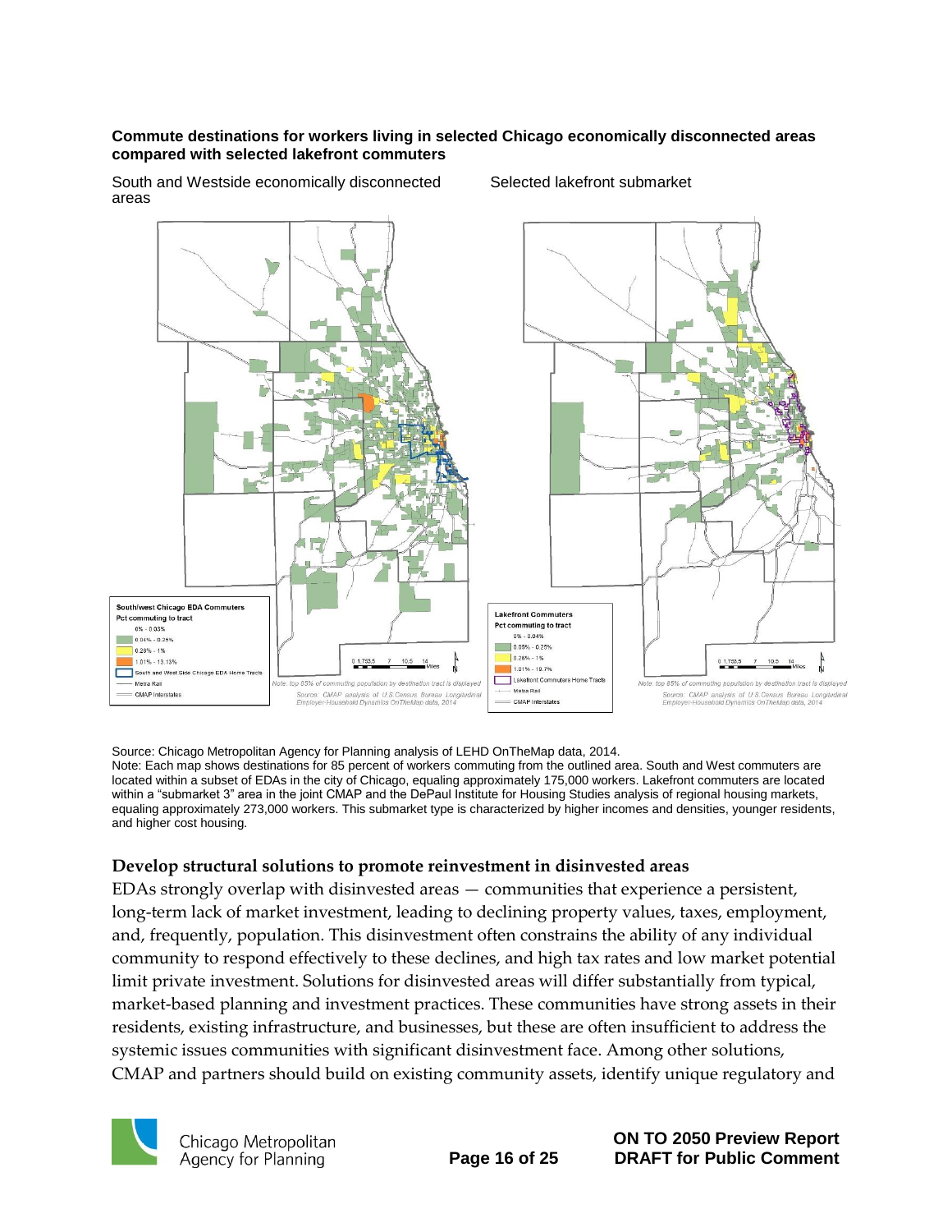**Commute destinations for workers living in selected Chicago economically disconnected areas compared with selected lakefront commuters**

South and Westside economically disconnected areas

Selected lakefront submarket

South/west Chicago EDA Commuters
Pct commuting to tract
0% - 0.03%
0.04% - 0.25%
0.26% - 1%
1.01% - 13.13%
South and West Side Chicago EDA Home Tracts
Metra Rail
CMAP Interstates

0 1.75 3.5 7 10.5 14 Miles

Note: top 85% of commuting population by destination tract is displayed

Source: CMAP analysis of U.S.Census Bureau Longitudinal Employer-Household Dynamics OnTheMap data, 2014

Lakefront Commuters
Pct commuting to tract
0% - 0.04%
0.05% - 0.25%
0.26% - 1%
1.01% - 19.7%
Lakefront Commuters Home Tracts
Metra Rail
CMAP Interstates

0 1.75 3.5 7 10.5 14 Miles

Note: top 85% of commuting population by destination tract is displayed

Source: CMAP analysis of U.S.Census Bureau Longitudinal Employer-Household Dynamics OnTheMap data, 2014

Source: Chicago Metropolitan Agency for Planning analysis of LEHD OnTheMap data, 2014.
Note: Each map shows destinations for 85 percent of workers commuting from the outlined area. South and West commuters are located within a subset of EDAs in the city of Chicago, equaling approximately 175,000 workers. Lakefront commuters are located within a "submarket 3" area in the joint CMAP and the DePaul Institute for Housing Studies analysis of regional housing markets, equaling approximately 273,000 workers. This submarket type is characterized by higher incomes and densities, younger residents, and higher cost housing.

### Develop structural solutions to promote reinvestment in disinvested areas

EDAs strongly overlap with disinvested areas — communities that experience a persistent, long-term lack of market investment, leading to declining property values, taxes, employment, and, frequently, population. This disinvestment often constrains the ability of any individual community to respond effectively to these declines, and high tax rates and low market potential limit private investment. Solutions for disinvested areas will differ substantially from typical, market-based planning and investment practices. These communities have strong assets in their residents, existing infrastructure, and businesses, but these are often insufficient to address the systemic issues communities with significant disinvestment face. Among other solutions, CMAP and partners should build on existing community assets, identify unique regulatory and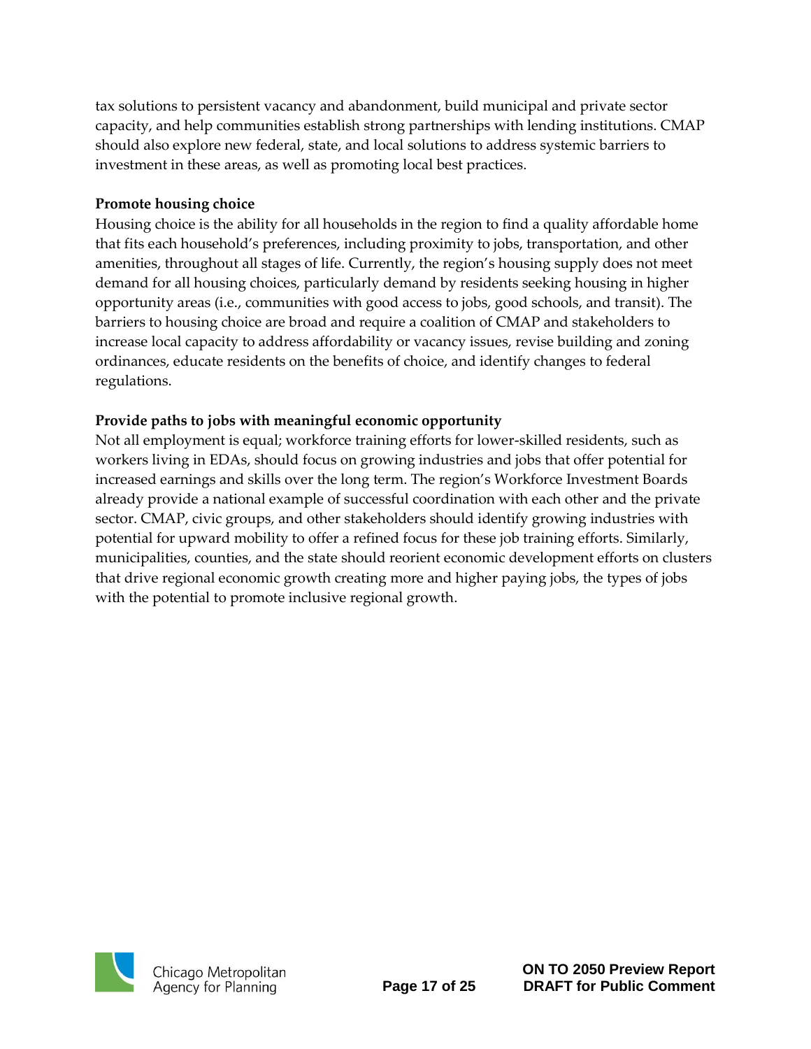tax solutions to persistent vacancy and abandonment, build municipal and private sector capacity, and help communities establish strong partnerships with lending institutions. CMAP should also explore new federal, state, and local solutions to address systemic barriers to investment in these areas, as well as promoting local best practices.

**Promote housing choice**

Housing choice is the ability for all households in the region to find a quality affordable home that fits each household's preferences, including proximity to jobs, transportation, and other amenities, throughout all stages of life. Currently, the region's housing supply does not meet demand for all housing choices, particularly demand by residents seeking housing in higher opportunity areas (i.e., communities with good access to jobs, good schools, and transit). The barriers to housing choice are broad and require a coalition of CMAP and stakeholders to increase local capacity to address affordability or vacancy issues, revise building and zoning ordinances, educate residents on the benefits of choice, and identify changes to federal regulations.

**Provide paths to jobs with meaningful economic opportunity**

Not all employment is equal; workforce training efforts for lower-skilled residents, such as workers living in EDAs, should focus on growing industries and jobs that offer potential for increased earnings and skills over the long term. The region's Workforce Investment Boards already provide a national example of successful coordination with each other and the private sector. CMAP, civic groups, and other stakeholders should identify growing industries with potential for upward mobility to offer a refined focus for these job training efforts. Similarly, municipalities, counties, and the state should reorient economic development efforts on clusters that drive regional economic growth creating more and higher paying jobs, the types of jobs with the potential to promote inclusive regional growth.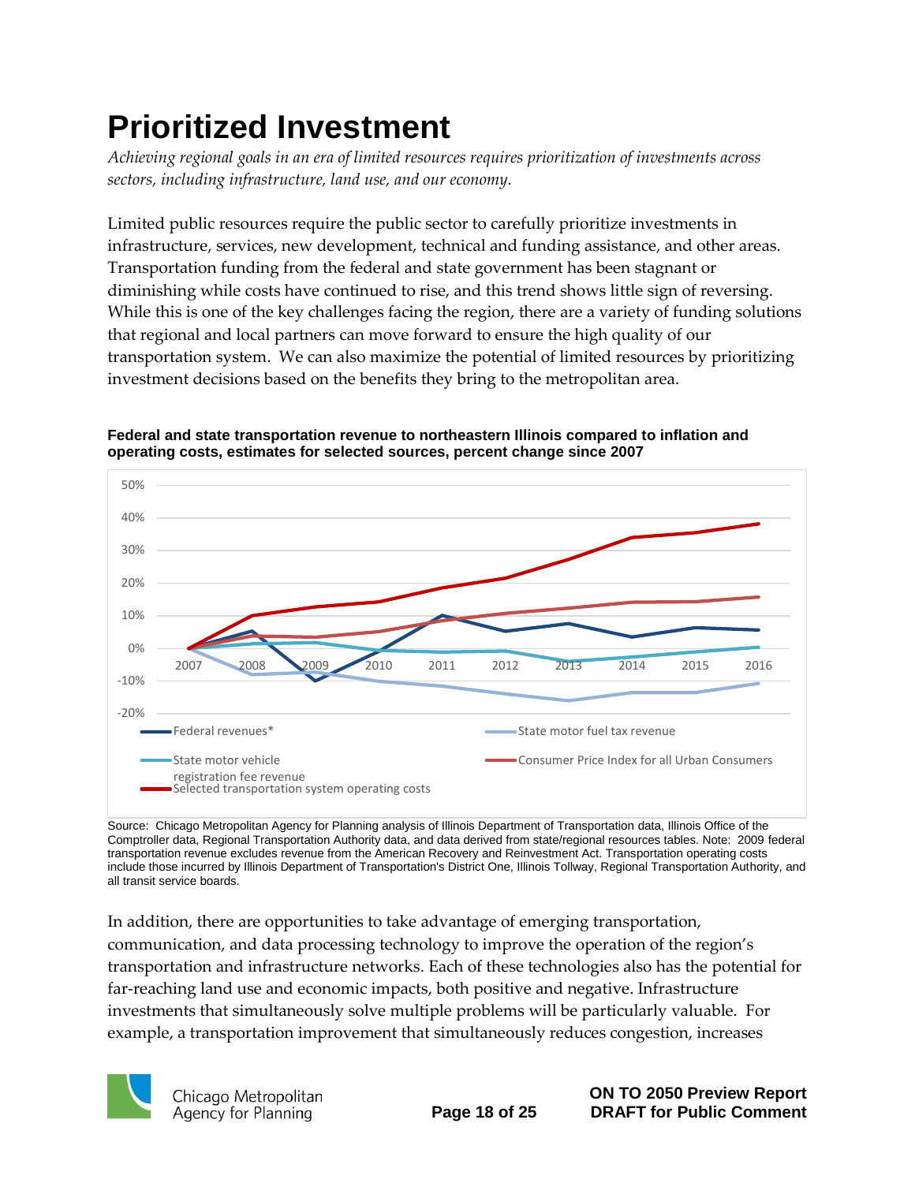# Prioritized Investment

*Achieving regional goals in an era of limited resources requires prioritization of investments across sectors, including infrastructure, land use, and our economy.*

Limited public resources require the public sector to carefully prioritize investments in infrastructure, services, new development, technical and funding assistance, and other areas. Transportation funding from the federal and state government has been stagnant or diminishing while costs have continued to rise, and this trend shows little sign of reversing. While this is one of the key challenges facing the region, there are a variety of funding solutions that regional and local partners can move forward to ensure the high quality of our transportation system. We can also maximize the potential of limited resources by prioritizing investment decisions based on the benefits they bring to the metropolitan area.

**Federal and state transportation revenue to northeastern Illinois compared to inflation and operating costs, estimates for selected sources, percent change since 2007**

50%
40%
30%
20%
10%
0%
-10%
-20%

2007 2008 2009 2010 2011 2012 2013 2014 2015 2016

Federal revenues*
State motor fuel tax revenue
State motor vehicle registration fee revenue
Consumer Price Index for all Urban Consumers
Selected transportation system operating costs

Source: Chicago Metropolitan Agency for Planning analysis of Illinois Department of Transportation data, Illinois Office of the Comptroller data, Regional Transportation Authority data, and data derived from state/regional resources tables. Note: 2009 federal transportation revenue excludes revenue from the American Recovery and Reinvestment Act. Transportation operating costs include those incurred by Illinois Department of Transportation's District One, Illinois Tollway, Regional Transportation Authority, and all transit service boards.

In addition, there are opportunities to take advantage of emerging transportation, communication, and data processing technology to improve the operation of the region's transportation and infrastructure networks. Each of these technologies also has the potential for far-reaching land use and economic impacts, both positive and negative. Infrastructure investments that simultaneously solve multiple problems will be particularly valuable. For example, a transportation improvement that simultaneously reduces congestion, increases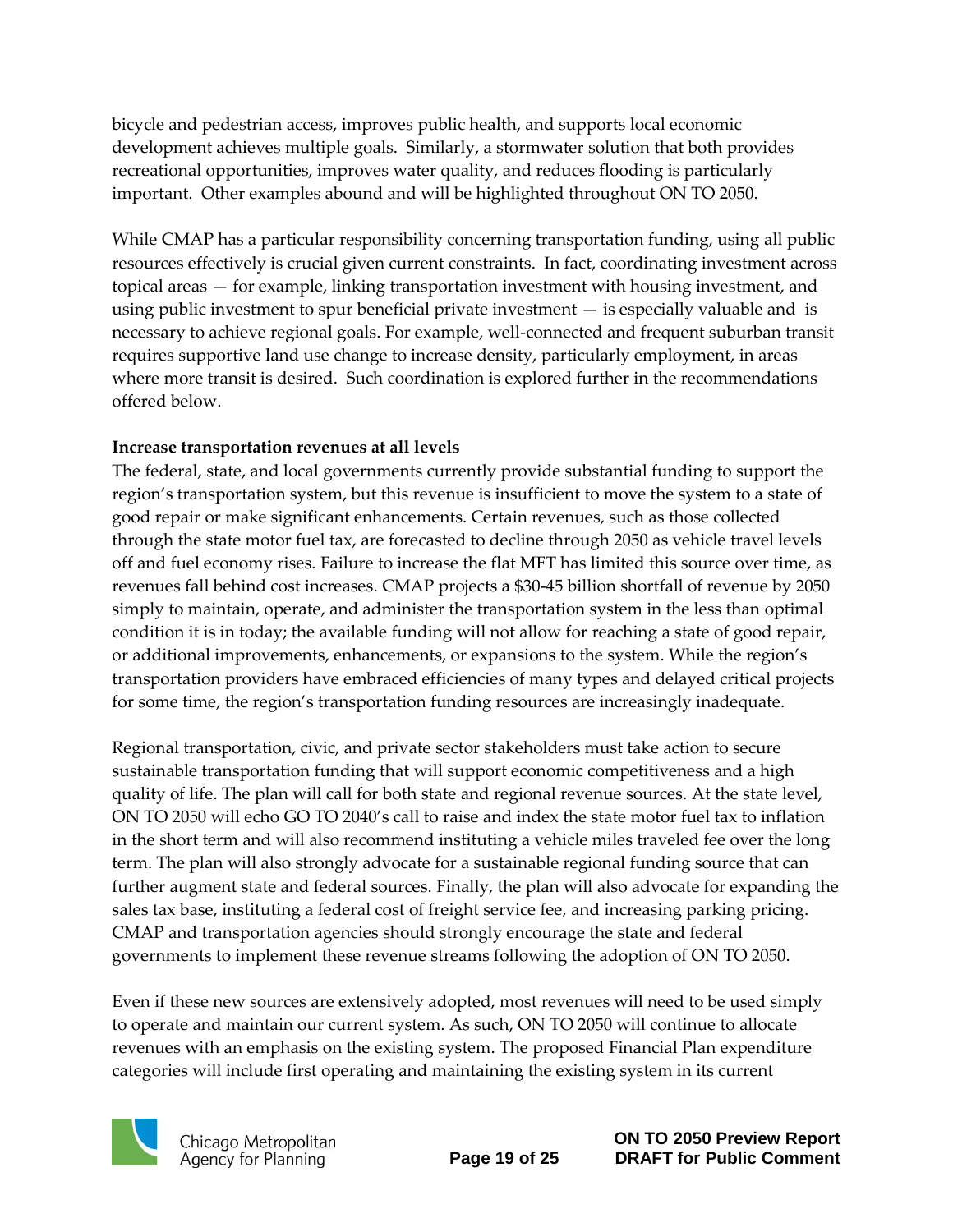bicycle and pedestrian access, improves public health, and supports local economic development achieves multiple goals. Similarly, a stormwater solution that both provides recreational opportunities, improves water quality, and reduces flooding is particularly important. Other examples abound and will be highlighted throughout ON TO 2050.

While CMAP has a particular responsibility concerning transportation funding, using all public resources effectively is crucial given current constraints. In fact, coordinating investment across topical areas — for example, linking transportation investment with housing investment, and using public investment to spur beneficial private investment — is especially valuable and is necessary to achieve regional goals. For example, well-connected and frequent suburban transit requires supportive land use change to increase density, particularly employment, in areas where more transit is desired. Such coordination is explored further in the recommendations offered below.

**Increase transportation revenues at all levels**

The federal, state, and local governments currently provide substantial funding to support the region's transportation system, but this revenue is insufficient to move the system to a state of good repair or make significant enhancements. Certain revenues, such as those collected through the state motor fuel tax, are forecasted to decline through 2050 as vehicle travel levels off and fuel economy rises. Failure to increase the flat MFT has limited this source over time, as revenues fall behind cost increases. CMAP projects a $30-45 billion shortfall of revenue by 2050 simply to maintain, operate, and administer the transportation system in the less than optimal condition it is in today; the available funding will not allow for reaching a state of good repair, or additional improvements, enhancements, or expansions to the system. While the region's transportation providers have embraced efficiencies of many types and delayed critical projects for some time, the region's transportation funding resources are increasingly inadequate.

Regional transportation, civic, and private sector stakeholders must take action to secure sustainable transportation funding that will support economic competitiveness and a high quality of life. The plan will call for both state and regional revenue sources. At the state level, ON TO 2050 will echo GO TO 2040's call to raise and index the state motor fuel tax to inflation in the short term and will also recommend instituting a vehicle miles traveled fee over the long term. The plan will also strongly advocate for a sustainable regional funding source that can further augment state and federal sources. Finally, the plan will also advocate for expanding the sales tax base, instituting a federal cost of freight service fee, and increasing parking pricing. CMAP and transportation agencies should strongly encourage the state and federal governments to implement these revenue streams following the adoption of ON TO 2050.

Even if these new sources are extensively adopted, most revenues will need to be used simply to operate and maintain our current system. As such, ON TO 2050 will continue to allocate revenues with an emphasis on the existing system. The proposed Financial Plan expenditure categories will include first operating and maintaining the existing system in its current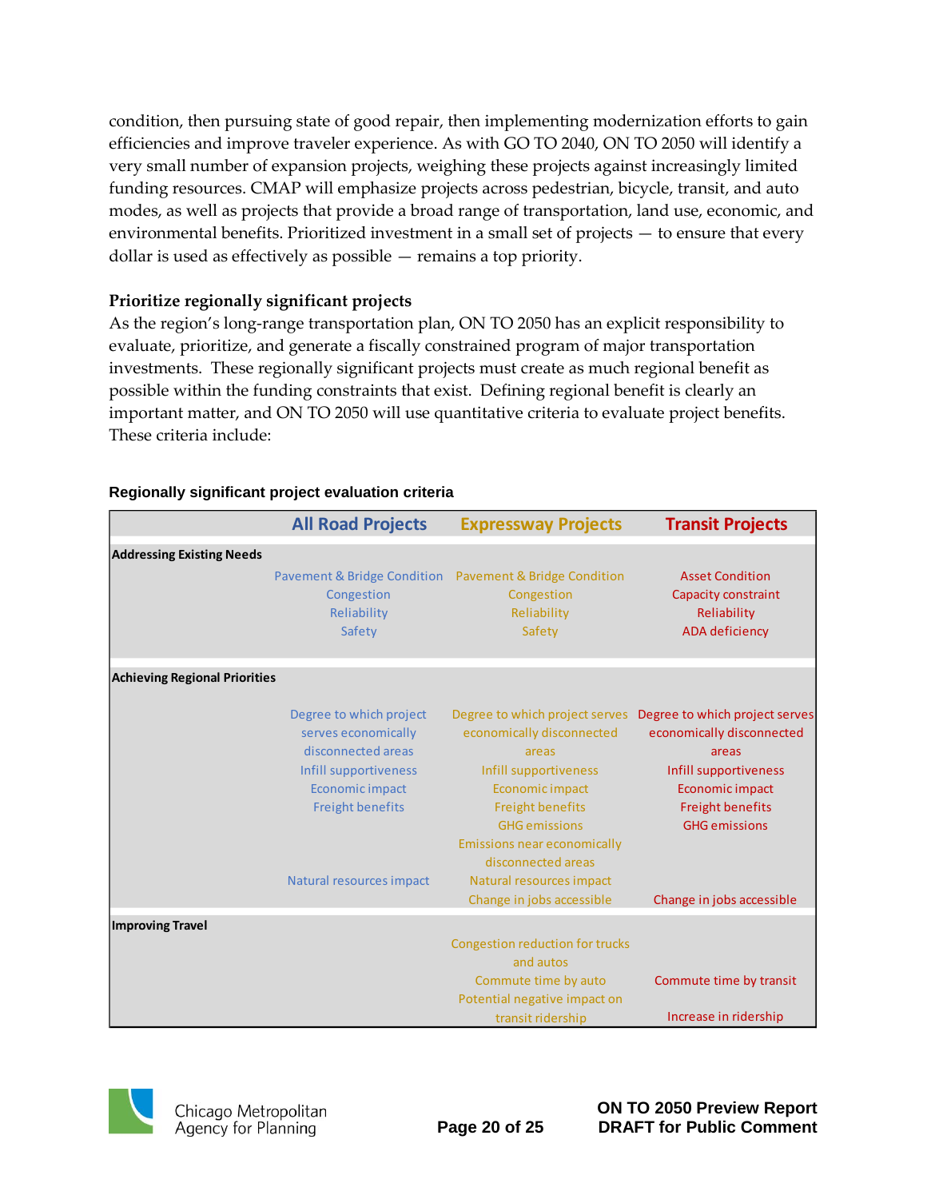condition, then pursuing state of good repair, then implementing modernization efforts to gain efficiencies and improve traveler experience. As with GO TO 2040, ON TO 2050 will identify a very small number of expansion projects, weighing these projects against increasingly limited funding resources. CMAP will emphasize projects across pedestrian, bicycle, transit, and auto modes, as well as projects that provide a broad range of transportation, land use, economic, and environmental benefits. Prioritized investment in a small set of projects — to ensure that every dollar is used as effectively as possible — remains a top priority.

**Prioritize regionally significant projects**

As the region's long-range transportation plan, ON TO 2050 has an explicit responsibility to evaluate, prioritize, and generate a fiscally constrained program of major transportation investments. These regionally significant projects must create as much regional benefit as possible within the funding constraints that exist. Defining regional benefit is clearly an important matter, and ON TO 2050 will use quantitative criteria to evaluate project benefits. These criteria include:

**Regionally significant project evaluation criteria**

| | All Road Projects | Expressway Projects | Transit Projects |
|---|---|---|---|
| **Addressing Existing Needs** | | | |
| | Pavement & Bridge Condition | Pavement & Bridge Condition | Asset Condition |
| | Congestion | Congestion | Capacity constraint |
| | Reliability | Reliability | Reliability |
| | Safety | Safety | ADA deficiency |
| **Achieving Regional Priorities** | | | |
| | Degree to which project serves economically disconnected areas | Degree to which project serves economically disconnected areas | Degree to which project serves economically disconnected areas |
| | Infill supportiveness | Infill supportiveness | Infill supportiveness |
| | Economic impact | Economic impact | Economic impact |
| | Freight benefits | Freight benefits | Freight benefits |
| | | GHG emissions | GHG emissions |
| | | Emissions near economically disconnected areas | |
| | Natural resources impact | Natural resources impact | |
| | | Change in jobs accessible | Change in jobs accessible |
| **Improving Travel** | | | |
| | | Congestion reduction for trucks and autos | |
| | | Commute time by auto | Commute time by transit |
| | | Potential negative impact on transit ridership | Increase in ridership |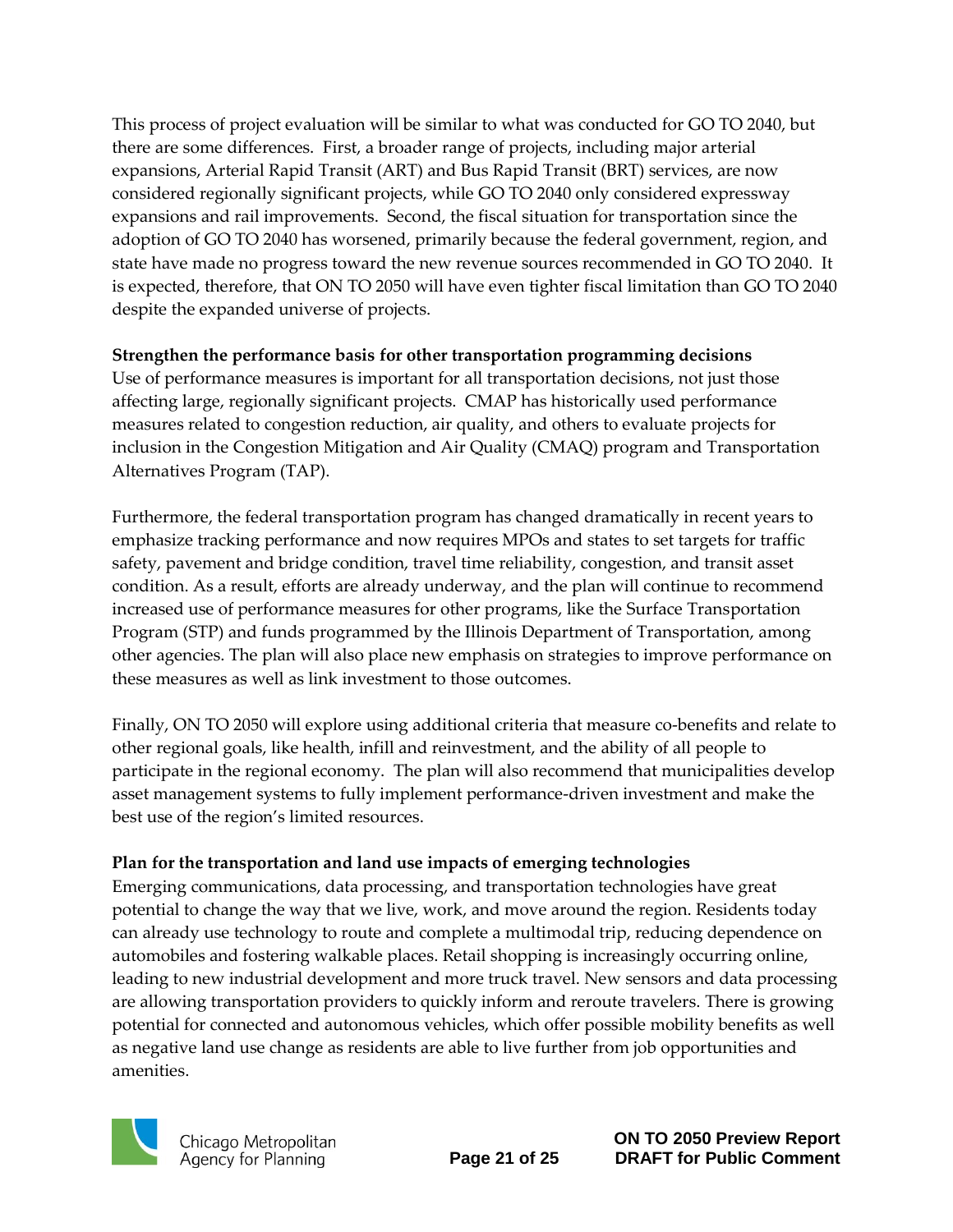This process of project evaluation will be similar to what was conducted for GO TO 2040, but there are some differences. First, a broader range of projects, including major arterial expansions, Arterial Rapid Transit (ART) and Bus Rapid Transit (BRT) services, are now considered regionally significant projects, while GO TO 2040 only considered expressway expansions and rail improvements. Second, the fiscal situation for transportation since the adoption of GO TO 2040 has worsened, primarily because the federal government, region, and state have made no progress toward the new revenue sources recommended in GO TO 2040. It is expected, therefore, that ON TO 2050 will have even tighter fiscal limitation than GO TO 2040 despite the expanded universe of projects.

**Strengthen the performance basis for other transportation programming decisions**

Use of performance measures is important for all transportation decisions, not just those affecting large, regionally significant projects. CMAP has historically used performance measures related to congestion reduction, air quality, and others to evaluate projects for inclusion in the Congestion Mitigation and Air Quality (CMAQ) program and Transportation Alternatives Program (TAP).

Furthermore, the federal transportation program has changed dramatically in recent years to emphasize tracking performance and now requires MPOs and states to set targets for traffic safety, pavement and bridge condition, travel time reliability, congestion, and transit asset condition. As a result, efforts are already underway, and the plan will continue to recommend increased use of performance measures for other programs, like the Surface Transportation Program (STP) and funds programmed by the Illinois Department of Transportation, among other agencies. The plan will also place new emphasis on strategies to improve performance on these measures as well as link investment to those outcomes.

Finally, ON TO 2050 will explore using additional criteria that measure co-benefits and relate to other regional goals, like health, infill and reinvestment, and the ability of all people to participate in the regional economy. The plan will also recommend that municipalities develop asset management systems to fully implement performance-driven investment and make the best use of the region's limited resources.

**Plan for the transportation and land use impacts of emerging technologies**

Emerging communications, data processing, and transportation technologies have great potential to change the way that we live, work, and move around the region. Residents today can already use technology to route and complete a multimodal trip, reducing dependence on automobiles and fostering walkable places. Retail shopping is increasingly occurring online, leading to new industrial development and more truck travel. New sensors and data processing are allowing transportation providers to quickly inform and reroute travelers. There is growing potential for connected and autonomous vehicles, which offer possible mobility benefits as well as negative land use change as residents are able to live further from job opportunities and amenities.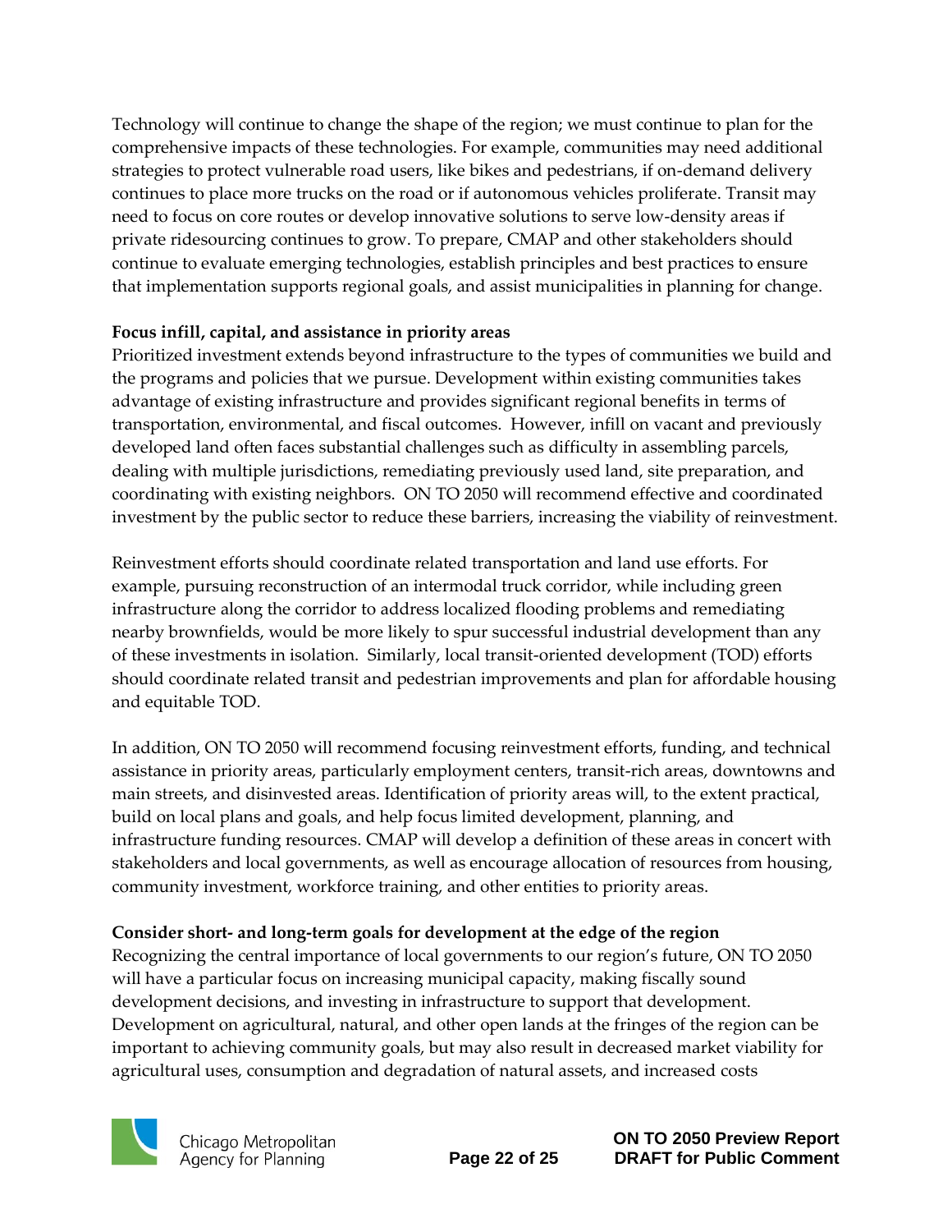Technology will continue to change the shape of the region; we must continue to plan for the comprehensive impacts of these technologies. For example, communities may need additional strategies to protect vulnerable road users, like bikes and pedestrians, if on-demand delivery continues to place more trucks on the road or if autonomous vehicles proliferate. Transit may need to focus on core routes or develop innovative solutions to serve low-density areas if private ridesourcing continues to grow. To prepare, CMAP and other stakeholders should continue to evaluate emerging technologies, establish principles and best practices to ensure that implementation supports regional goals, and assist municipalities in planning for change.

**Focus infill, capital, and assistance in priority areas**

Prioritized investment extends beyond infrastructure to the types of communities we build and the programs and policies that we pursue. Development within existing communities takes advantage of existing infrastructure and provides significant regional benefits in terms of transportation, environmental, and fiscal outcomes. However, infill on vacant and previously developed land often faces substantial challenges such as difficulty in assembling parcels, dealing with multiple jurisdictions, remediating previously used land, site preparation, and coordinating with existing neighbors. ON TO 2050 will recommend effective and coordinated investment by the public sector to reduce these barriers, increasing the viability of reinvestment.

Reinvestment efforts should coordinate related transportation and land use efforts. For example, pursuing reconstruction of an intermodal truck corridor, while including green infrastructure along the corridor to address localized flooding problems and remediating nearby brownfields, would be more likely to spur successful industrial development than any of these investments in isolation. Similarly, local transit-oriented development (TOD) efforts should coordinate related transit and pedestrian improvements and plan for affordable housing and equitable TOD.

In addition, ON TO 2050 will recommend focusing reinvestment efforts, funding, and technical assistance in priority areas, particularly employment centers, transit-rich areas, downtowns and main streets, and disinvested areas. Identification of priority areas will, to the extent practical, build on local plans and goals, and help focus limited development, planning, and infrastructure funding resources. CMAP will develop a definition of these areas in concert with stakeholders and local governments, as well as encourage allocation of resources from housing, community investment, workforce training, and other entities to priority areas.

**Consider short- and long-term goals for development at the edge of the region**

Recognizing the central importance of local governments to our region's future, ON TO 2050 will have a particular focus on increasing municipal capacity, making fiscally sound development decisions, and investing in infrastructure to support that development. Development on agricultural, natural, and other open lands at the fringes of the region can be important to achieving community goals, but may also result in decreased market viability for agricultural uses, consumption and degradation of natural assets, and increased costs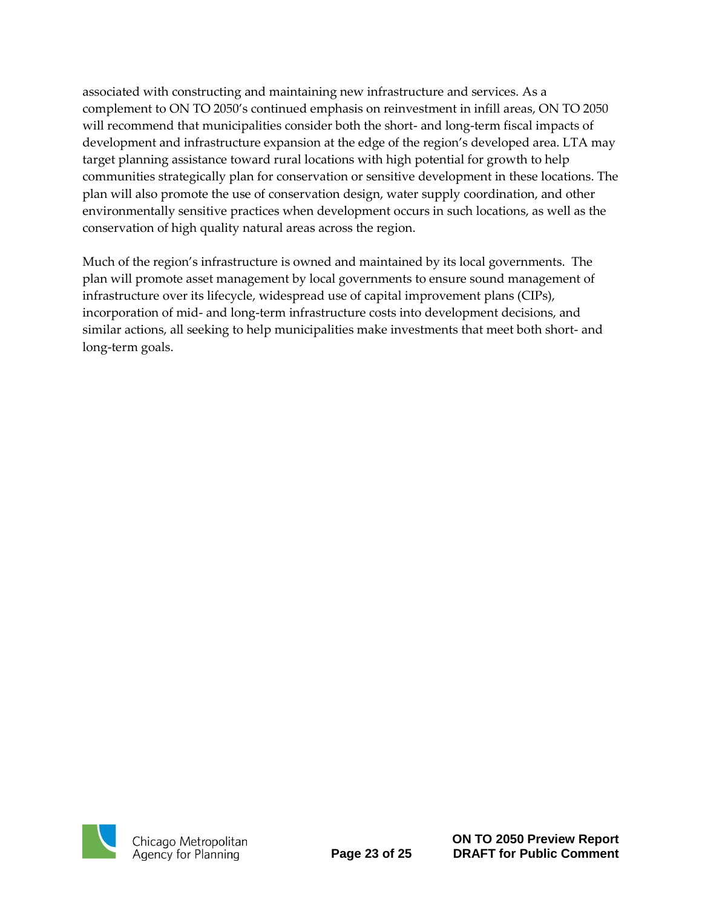associated with constructing and maintaining new infrastructure and services. As a complement to ON TO 2050's continued emphasis on reinvestment in infill areas, ON TO 2050 will recommend that municipalities consider both the short- and long-term fiscal impacts of development and infrastructure expansion at the edge of the region's developed area. LTA may target planning assistance toward rural locations with high potential for growth to help communities strategically plan for conservation or sensitive development in these locations. The plan will also promote the use of conservation design, water supply coordination, and other environmentally sensitive practices when development occurs in such locations, as well as the conservation of high quality natural areas across the region.

Much of the region's infrastructure is owned and maintained by its local governments. The plan will promote asset management by local governments to ensure sound management of infrastructure over its lifecycle, widespread use of capital improvement plans (CIPs), incorporation of mid- and long-term infrastructure costs into development decisions, and similar actions, all seeking to help municipalities make investments that meet both short- and long-term goals.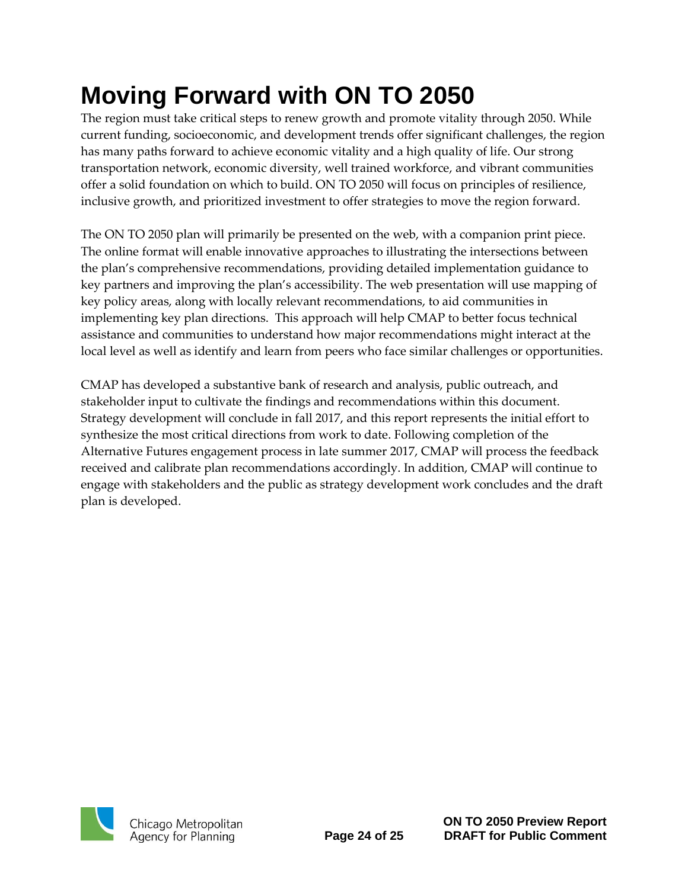# Moving Forward with ON TO 2050

The region must take critical steps to renew growth and promote vitality through 2050. While current funding, socioeconomic, and development trends offer significant challenges, the region has many paths forward to achieve economic vitality and a high quality of life. Our strong transportation network, economic diversity, well trained workforce, and vibrant communities offer a solid foundation on which to build. ON TO 2050 will focus on principles of resilience, inclusive growth, and prioritized investment to offer strategies to move the region forward.

The ON TO 2050 plan will primarily be presented on the web, with a companion print piece. The online format will enable innovative approaches to illustrating the intersections between the plan's comprehensive recommendations, providing detailed implementation guidance to key partners and improving the plan's accessibility. The web presentation will use mapping of key policy areas, along with locally relevant recommendations, to aid communities in implementing key plan directions. This approach will help CMAP to better focus technical assistance and communities to understand how major recommendations might interact at the local level as well as identify and learn from peers who face similar challenges or opportunities.

CMAP has developed a substantive bank of research and analysis, public outreach, and stakeholder input to cultivate the findings and recommendations within this document. Strategy development will conclude in fall 2017, and this report represents the initial effort to synthesize the most critical directions from work to date. Following completion of the Alternative Futures engagement process in late summer 2017, CMAP will process the feedback received and calibrate plan recommendations accordingly. In addition, CMAP will continue to engage with stakeholders and the public as strategy development work concludes and the draft plan is developed.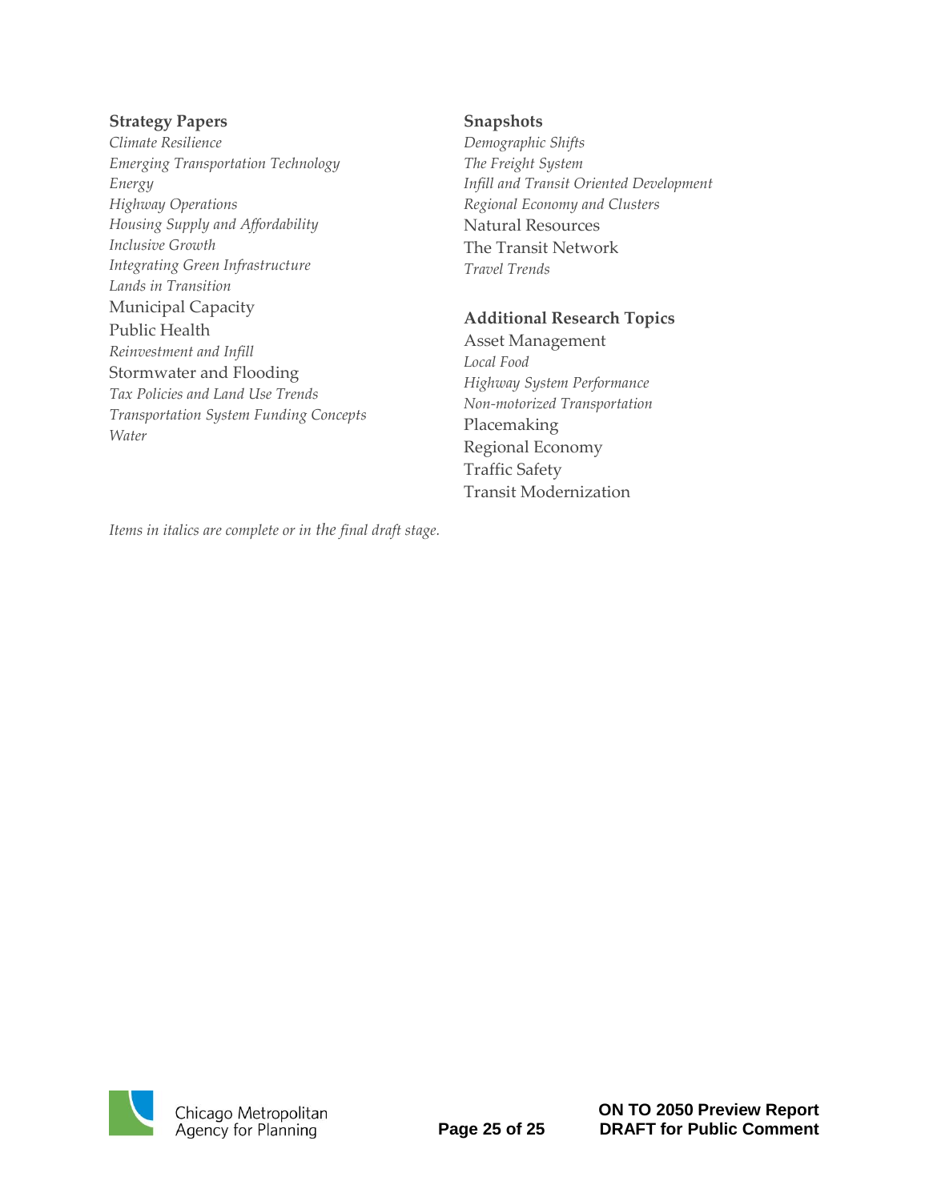**Strategy Papers**

*Climate Resilience*
*Emerging Transportation Technology*
*Energy*
*Highway Operations*
*Housing Supply and Affordability*
*Inclusive Growth*
*Integrating Green Infrastructure*
*Lands in Transition*
Municipal Capacity
Public Health
*Reinvestment and Infill*
Stormwater and Flooding
*Tax Policies and Land Use Trends*
*Transportation System Funding Concepts*
*Water*

**Snapshots**

*Demographic Shifts*
*The Freight System*
*Infill and Transit Oriented Development*
*Regional Economy and Clusters*
Natural Resources
The Transit Network
*Travel Trends*

**Additional Research Topics**

Asset Management
*Local Food*
*Highway System Performance*
*Non-motorized Transportation*
Placemaking
Regional Economy
Traffic Safety
Transit Modernization

*Items in italics are complete or in the final draft stage.*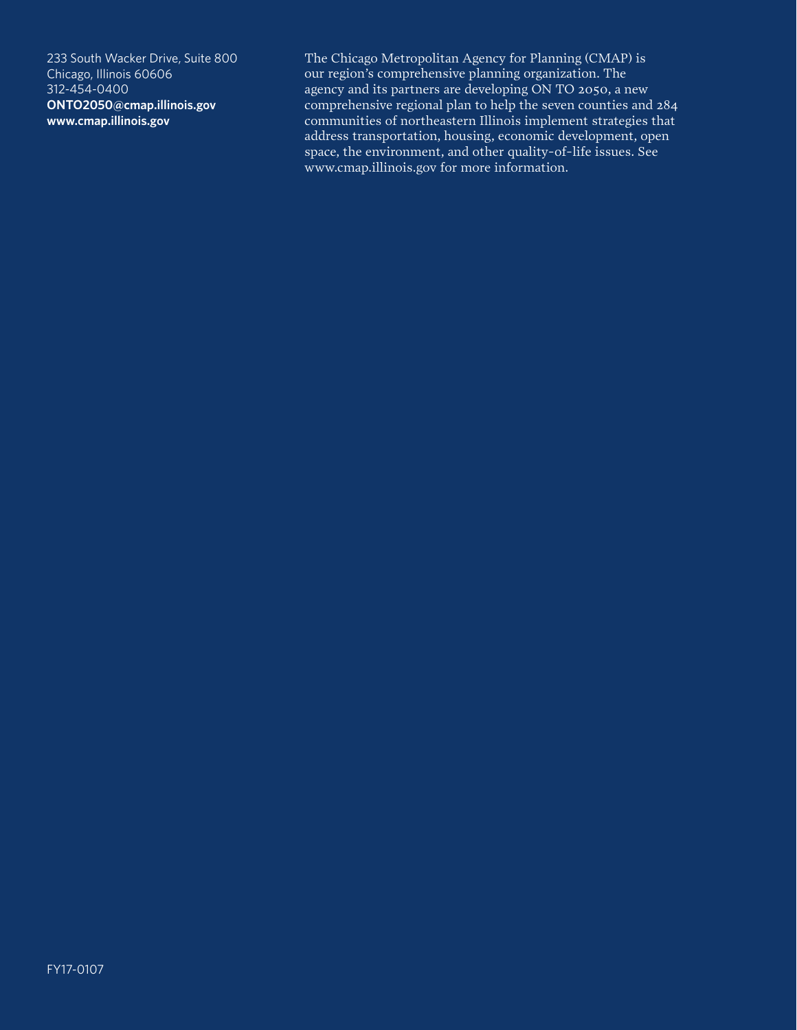233 South Wacker Drive, Suite 800
Chicago, Illinois 60606
312-454-0400
**ONTO2050@cmap.illinois.gov**
**www.cmap.illinois.gov**

The Chicago Metropolitan Agency for Planning (CMAP) is our region's comprehensive planning organization. The agency and its partners are developing ON TO 2050, a new comprehensive regional plan to help the seven counties and 284 communities of northeastern Illinois implement strategies that address transportation, housing, economic development, open space, the environment, and other quality-of-life issues. See www.cmap.illinois.gov for more information.

FY17-0107